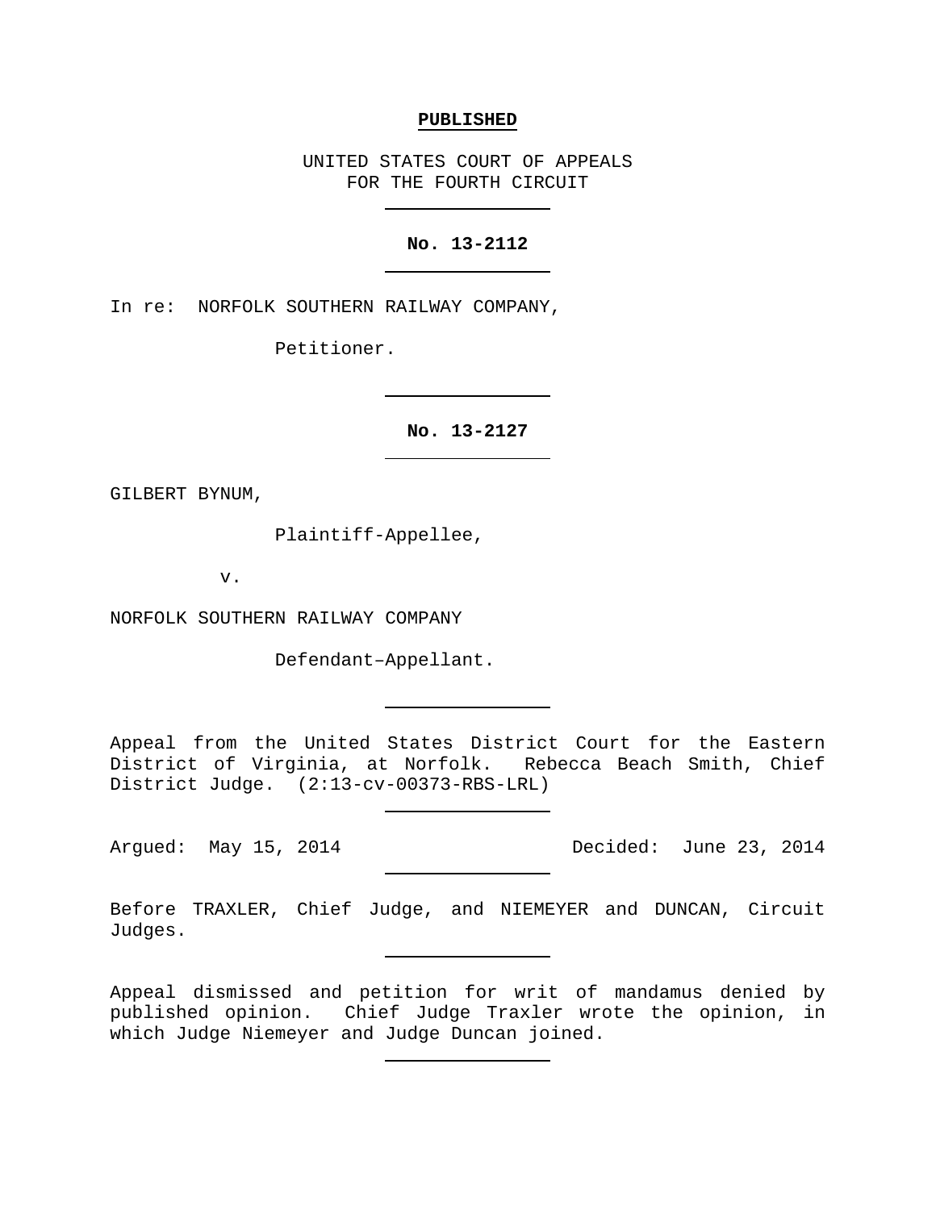**PUBLISHED**

UNITED STATES COURT OF APPEALS
FOR THE FOURTH CIRCUIT

---

**No. 13-2112**

---

In re: NORFOLK SOUTHERN RAILWAY COMPANY,

Petitioner.

---

**No. 13-2127**

---

GILBERT BYNUM,

Plaintiff-Appellee,

v.

NORFOLK SOUTHERN RAILWAY COMPANY

Defendant–Appellant.

---

Appeal from the United States District Court for the Eastern District of Virginia, at Norfolk. Rebecca Beach Smith, Chief District Judge. (2:13-cv-00373-RBS-LRL)

---

Argued: May 15, 2014 Decided: June 23, 2014

---

Before TRAXLER, Chief Judge, and NIEMEYER and DUNCAN, Circuit Judges.

---

Appeal dismissed and petition for writ of mandamus denied by published opinion. Chief Judge Traxler wrote the opinion, in which Judge Niemeyer and Judge Duncan joined.

---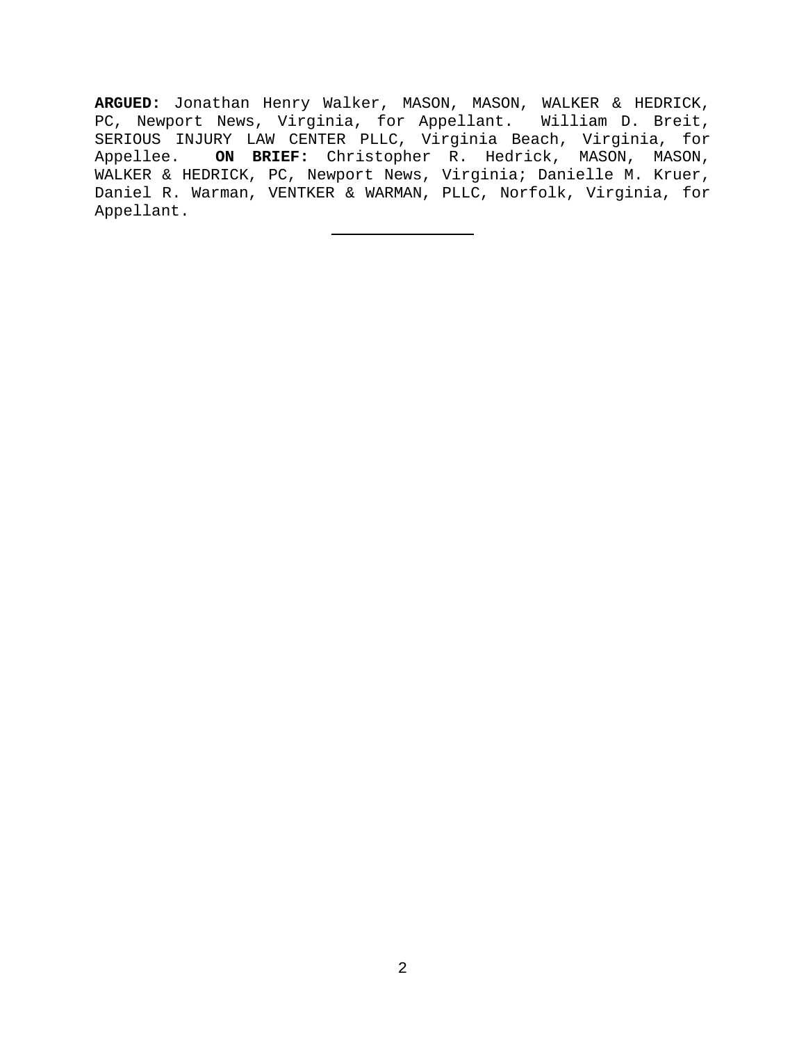**ARGUED:** Jonathan Henry Walker, MASON, MASON, WALKER & HEDRICK, PC, Newport News, Virginia, for Appellant. William D. Breit, SERIOUS INJURY LAW CENTER PLLC, Virginia Beach, Virginia, for Appellee. **ON BRIEF:** Christopher R. Hedrick, MASON, MASON, WALKER & HEDRICK, PC, Newport News, Virginia; Danielle M. Kruer, Daniel R. Warman, VENTKER & WARMAN, PLLC, Norfolk, Virginia, for Appellant.

---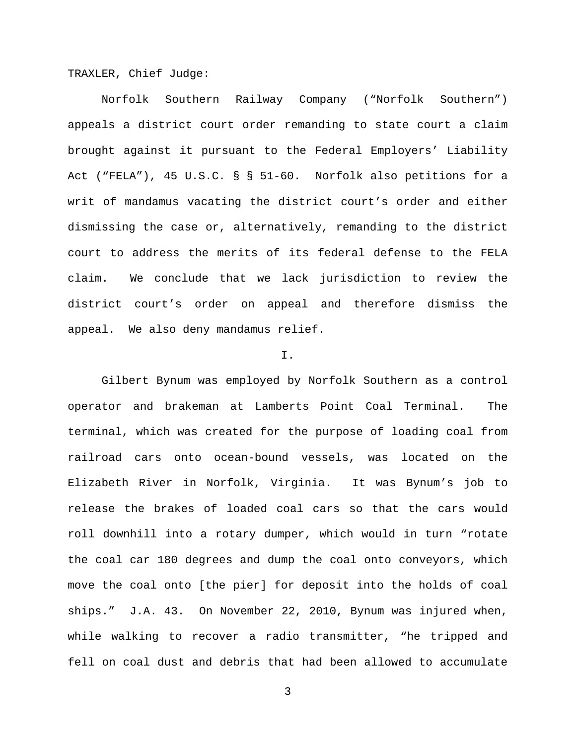TRAXLER, Chief Judge:

Norfolk Southern Railway Company ("Norfolk Southern") appeals a district court order remanding to state court a claim brought against it pursuant to the Federal Employers' Liability Act ("FELA"), 45 U.S.C. § § 51-60. Norfolk also petitions for a writ of mandamus vacating the district court's order and either dismissing the case or, alternatively, remanding to the district court to address the merits of its federal defense to the FELA claim. We conclude that we lack jurisdiction to review the district court's order on appeal and therefore dismiss the appeal. We also deny mandamus relief.

## I.

Gilbert Bynum was employed by Norfolk Southern as a control operator and brakeman at Lamberts Point Coal Terminal. The terminal, which was created for the purpose of loading coal from railroad cars onto ocean-bound vessels, was located on the Elizabeth River in Norfolk, Virginia. It was Bynum's job to release the brakes of loaded coal cars so that the cars would roll downhill into a rotary dumper, which would in turn "rotate the coal car 180 degrees and dump the coal onto conveyors, which move the coal onto [the pier] for deposit into the holds of coal ships." J.A. 43. On November 22, 2010, Bynum was injured when, while walking to recover a radio transmitter, "he tripped and fell on coal dust and debris that had been allowed to accumulate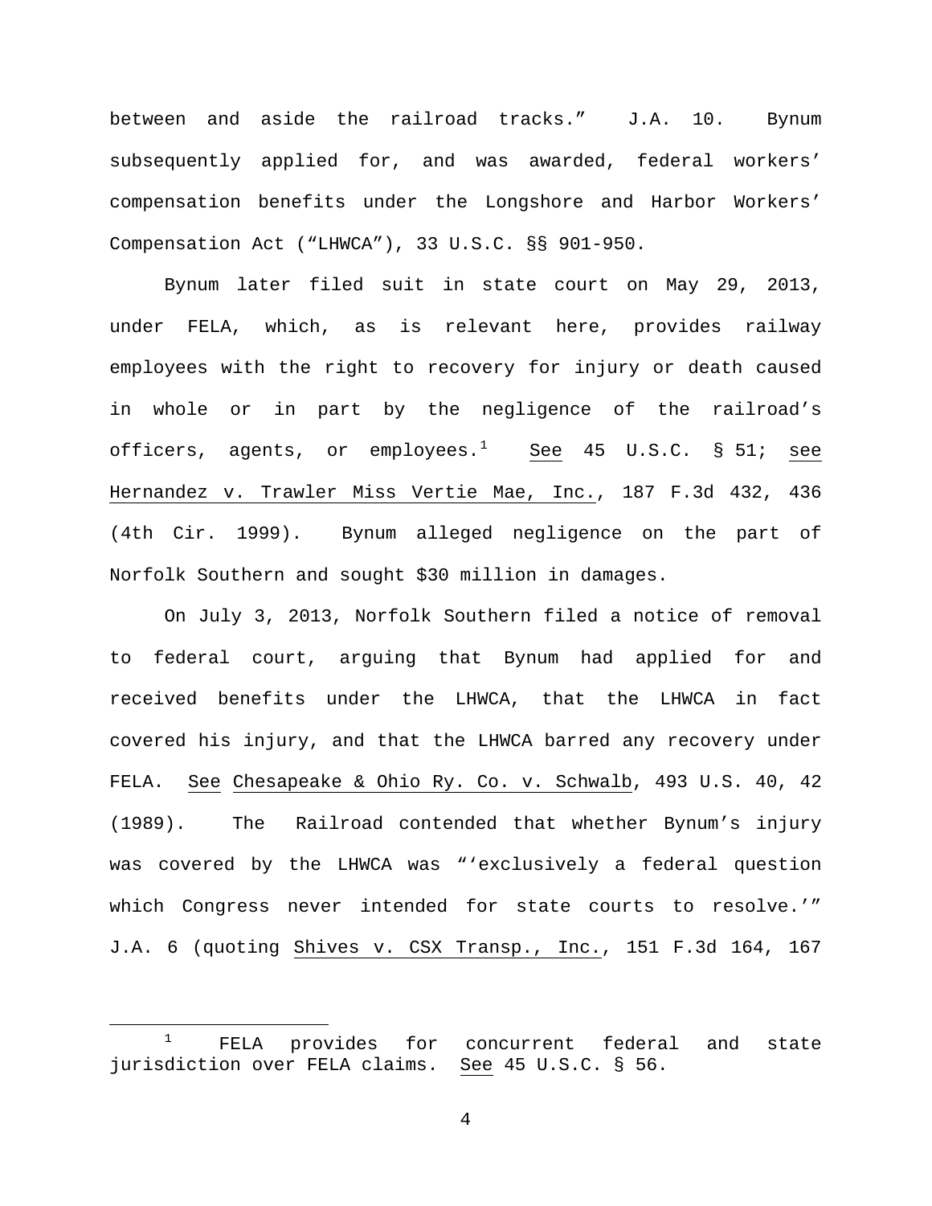between and aside the railroad tracks." J.A. 10. Bynum subsequently applied for, and was awarded, federal workers' compensation benefits under the Longshore and Harbor Workers' Compensation Act ("LHWCA"), 33 U.S.C. §§ 901-950.

Bynum later filed suit in state court on May 29, 2013, under FELA, which, as is relevant here, provides railway employees with the right to recovery for injury or death caused in whole or in part by the negligence of the railroad's officers, agents, or employees.[1] See 45 U.S.C. § 51; see Hernandez v. Trawler Miss Vertie Mae, Inc., 187 F.3d 432, 436 (4th Cir. 1999). Bynum alleged negligence on the part of Norfolk Southern and sought $30 million in damages.

On July 3, 2013, Norfolk Southern filed a notice of removal to federal court, arguing that Bynum had applied for and received benefits under the LHWCA, that the LHWCA in fact covered his injury, and that the LHWCA barred any recovery under FELA. See Chesapeake & Ohio Ry. Co. v. Schwalb, 493 U.S. 40, 42 (1989). The Railroad contended that whether Bynum's injury was covered by the LHWCA was "'exclusively a federal question which Congress never intended for state courts to resolve.'" J.A. 6 (quoting Shives v. CSX Transp., Inc., 151 F.3d 164, 167

[1] FELA provides for concurrent federal and state jurisdiction over FELA claims. See 45 U.S.C. § 56.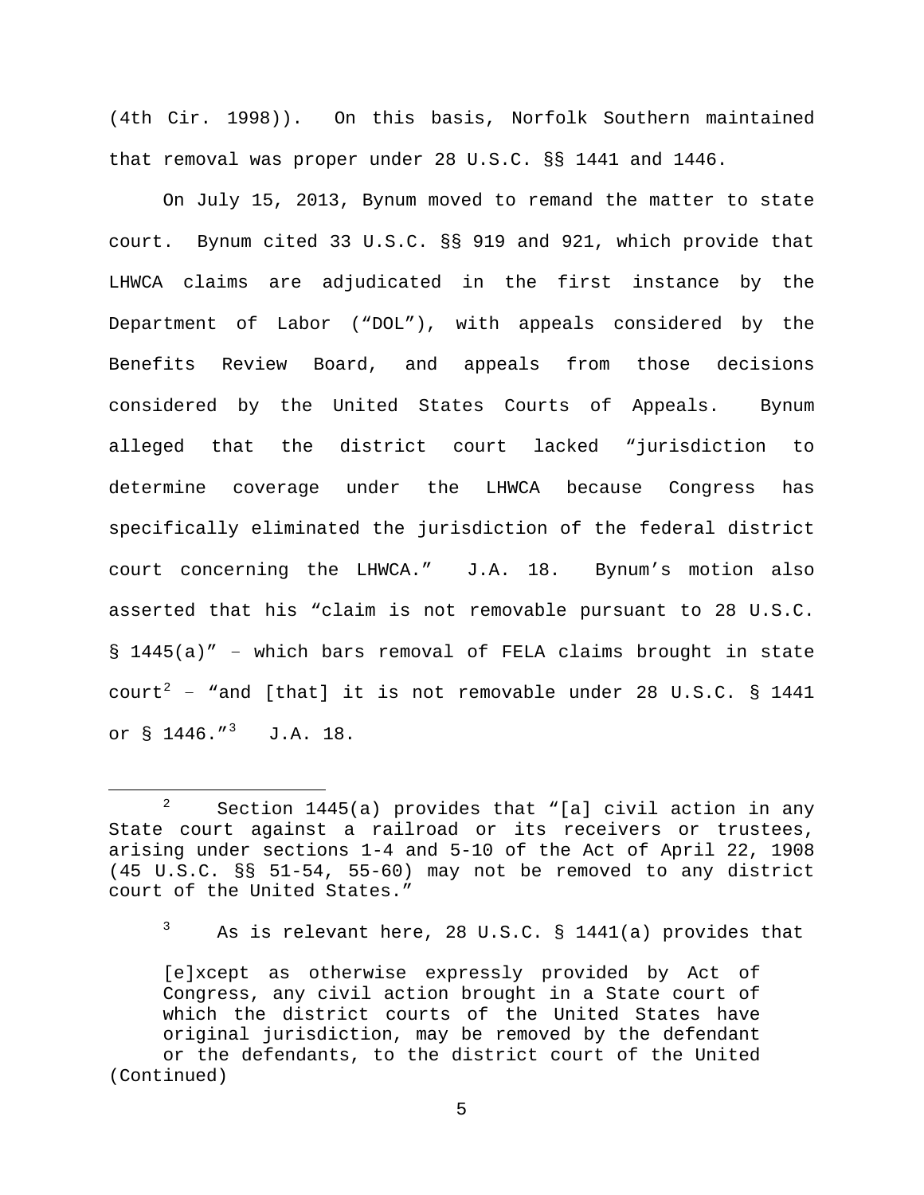(4th Cir. 1998)). On this basis, Norfolk Southern maintained that removal was proper under 28 U.S.C. §§ 1441 and 1446.

On July 15, 2013, Bynum moved to remand the matter to state court. Bynum cited 33 U.S.C. §§ 919 and 921, which provide that LHWCA claims are adjudicated in the first instance by the Department of Labor ("DOL"), with appeals considered by the Benefits Review Board, and appeals from those decisions considered by the United States Courts of Appeals. Bynum alleged that the district court lacked "jurisdiction to determine coverage under the LHWCA because Congress has specifically eliminated the jurisdiction of the federal district court concerning the LHWCA." J.A. 18. Bynum's motion also asserted that his "claim is not removable pursuant to 28 U.S.C. § 1445(a)" – which bars removal of FELA claims brought in state court[2] – "and [that] it is not removable under 28 U.S.C. § 1441 or § 1446."[3] J.A. 18.

---

[2] Section 1445(a) provides that "[a] civil action in any State court against a railroad or its receivers or trustees, arising under sections 1-4 and 5-10 of the Act of April 22, 1908 (45 U.S.C. §§ 51-54, 55-60) may not be removed to any district court of the United States."

[3] As is relevant here, 28 U.S.C. § 1441(a) provides that

> [e]xcept as otherwise expressly provided by Act of Congress, any civil action brought in a State court of which the district courts of the United States have original jurisdiction, may be removed by the defendant or the defendants, to the district court of the United

(Continued)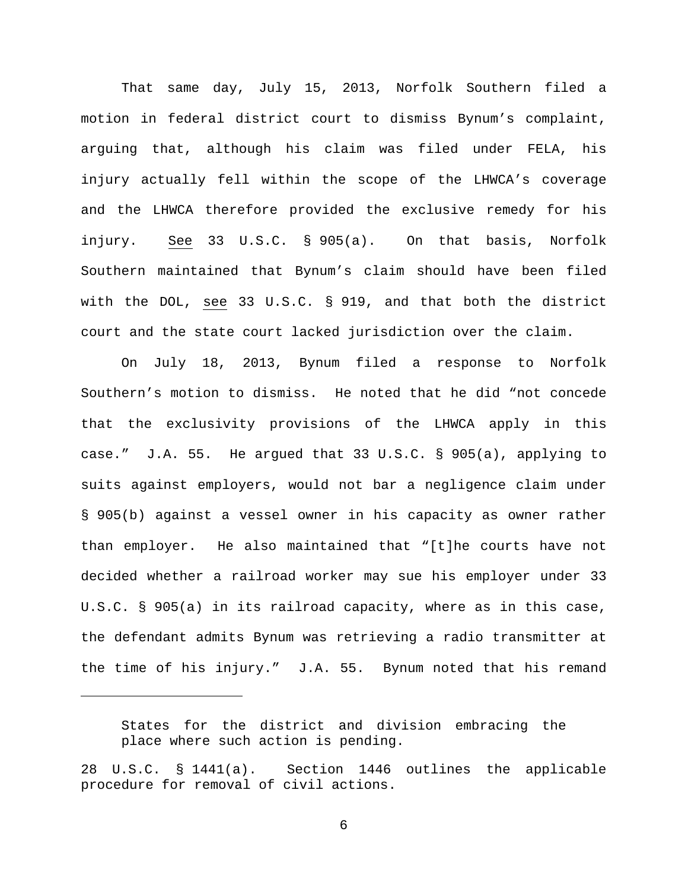That same day, July 15, 2013, Norfolk Southern filed a motion in federal district court to dismiss Bynum's complaint, arguing that, although his claim was filed under FELA, his injury actually fell within the scope of the LHWCA's coverage and the LHWCA therefore provided the exclusive remedy for his injury. See 33 U.S.C. § 905(a). On that basis, Norfolk Southern maintained that Bynum's claim should have been filed with the DOL, see 33 U.S.C. § 919, and that both the district court and the state court lacked jurisdiction over the claim.

On July 18, 2013, Bynum filed a response to Norfolk Southern's motion to dismiss. He noted that he did "not concede that the exclusivity provisions of the LHWCA apply in this case." J.A. 55. He argued that 33 U.S.C. § 905(a), applying to suits against employers, would not bar a negligence claim under § 905(b) against a vessel owner in his capacity as owner rather than employer. He also maintained that "[t]he courts have not decided whether a railroad worker may sue his employer under 33 U.S.C. § 905(a) in its railroad capacity, where as in this case, the defendant admits Bynum was retrieving a radio transmitter at the time of his injury." J.A. 55. Bynum noted that his remand

---

> States for the district and division embracing the place where such action is pending.

28 U.S.C. § 1441(a). Section 1446 outlines the applicable procedure for removal of civil actions.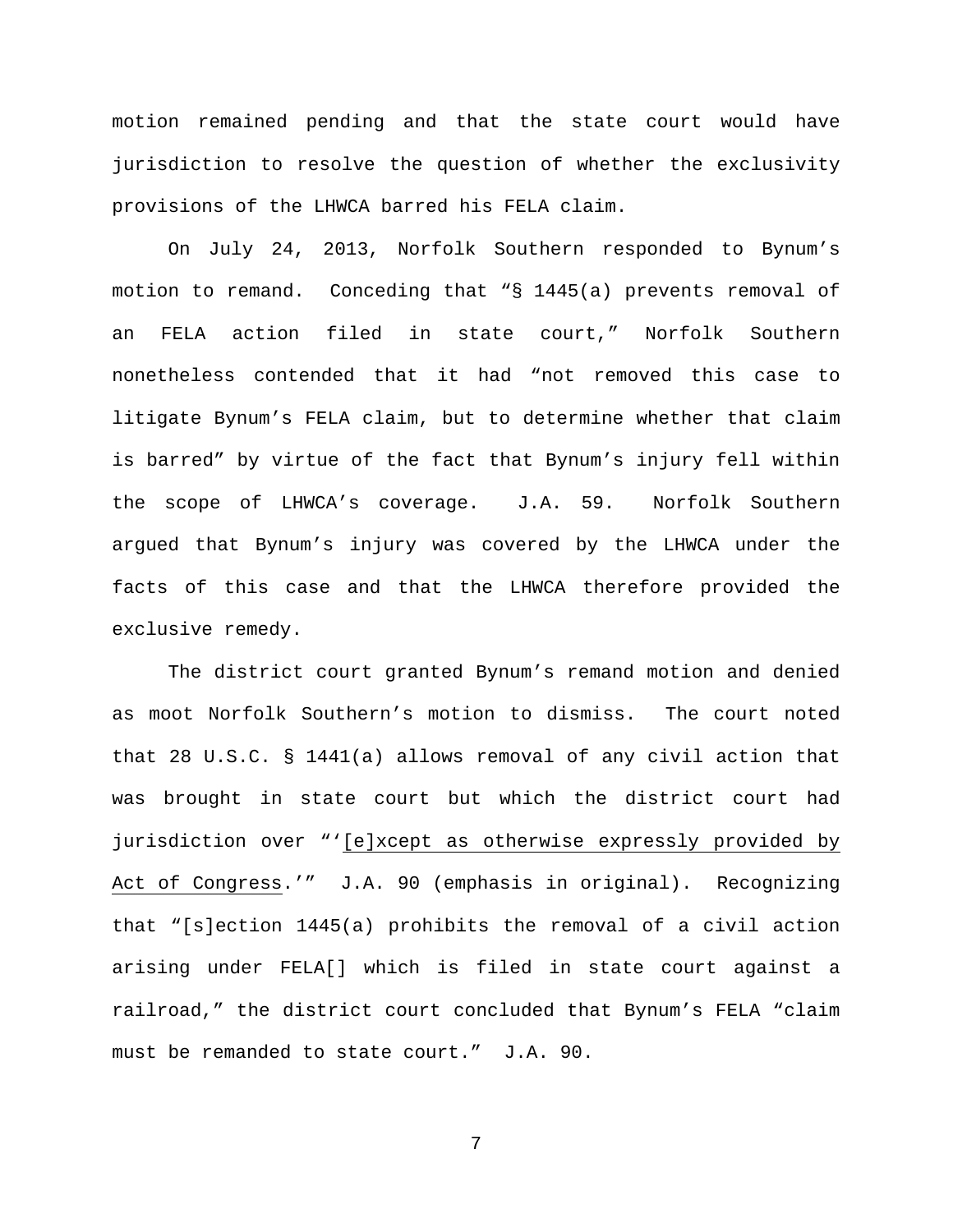motion remained pending and that the state court would have jurisdiction to resolve the question of whether the exclusivity provisions of the LHWCA barred his FELA claim.

On July 24, 2013, Norfolk Southern responded to Bynum's motion to remand. Conceding that "§ 1445(a) prevents removal of an FELA action filed in state court," Norfolk Southern nonetheless contended that it had "not removed this case to litigate Bynum's FELA claim, but to determine whether that claim is barred" by virtue of the fact that Bynum's injury fell within the scope of LHWCA's coverage. J.A. 59. Norfolk Southern argued that Bynum's injury was covered by the LHWCA under the facts of this case and that the LHWCA therefore provided the exclusive remedy.

The district court granted Bynum's remand motion and denied as moot Norfolk Southern's motion to dismiss. The court noted that 28 U.S.C. § 1441(a) allows removal of any civil action that was brought in state court but which the district court had jurisdiction over "'<u>[e]xcept as otherwise expressly provided by Act of Congress</u>.'" J.A. 90 (emphasis in original). Recognizing that "[s]ection 1445(a) prohibits the removal of a civil action arising under FELA[] which is filed in state court against a railroad," the district court concluded that Bynum's FELA "claim must be remanded to state court." J.A. 90.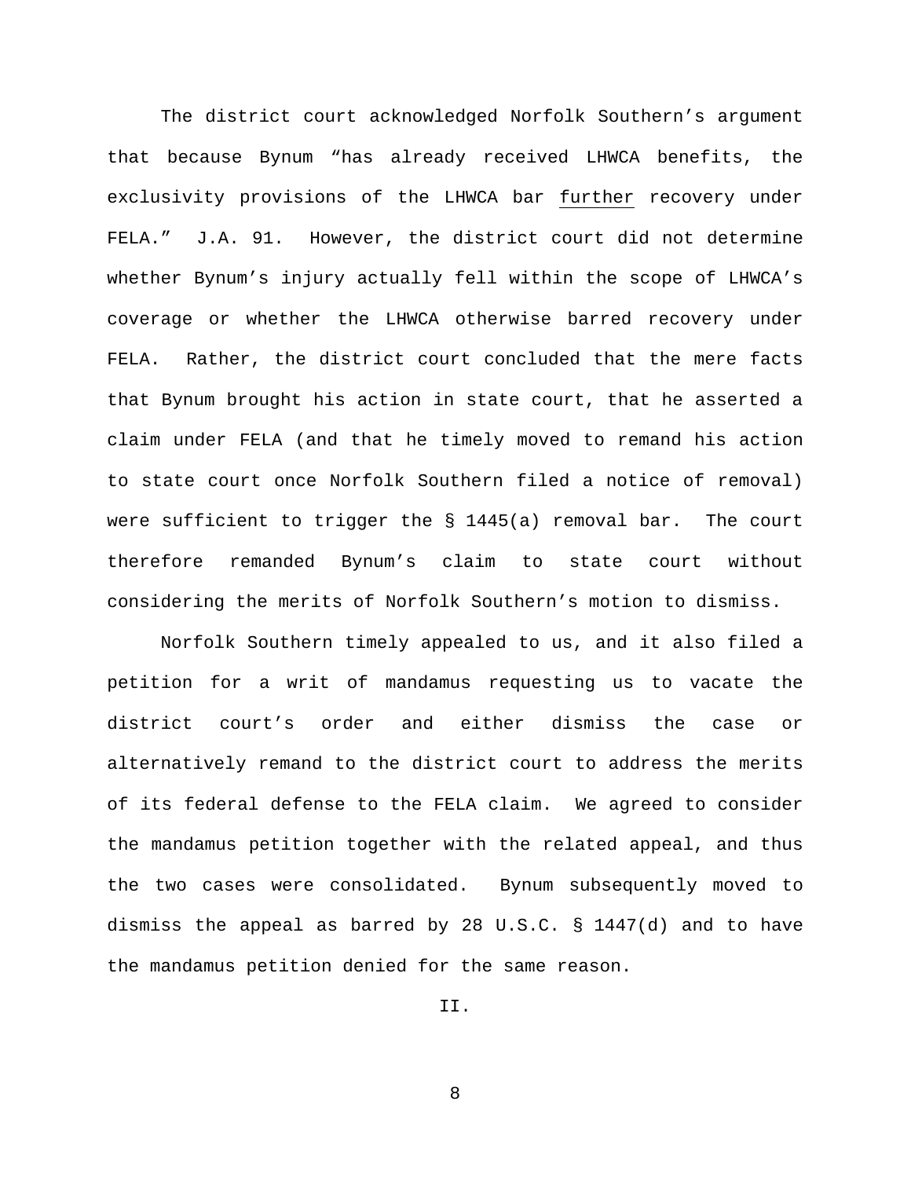The district court acknowledged Norfolk Southern's argument that because Bynum "has already received LHWCA benefits, the exclusivity provisions of the LHWCA bar <u>further</u> recovery under FELA." J.A. 91. However, the district court did not determine whether Bynum's injury actually fell within the scope of LHWCA's coverage or whether the LHWCA otherwise barred recovery under FELA. Rather, the district court concluded that the mere facts that Bynum brought his action in state court, that he asserted a claim under FELA (and that he timely moved to remand his action to state court once Norfolk Southern filed a notice of removal) were sufficient to trigger the § 1445(a) removal bar. The court therefore remanded Bynum's claim to state court without considering the merits of Norfolk Southern's motion to dismiss.

Norfolk Southern timely appealed to us, and it also filed a petition for a writ of mandamus requesting us to vacate the district court's order and either dismiss the case or alternatively remand to the district court to address the merits of its federal defense to the FELA claim. We agreed to consider the mandamus petition together with the related appeal, and thus the two cases were consolidated. Bynum subsequently moved to dismiss the appeal as barred by 28 U.S.C. § 1447(d) and to have the mandamus petition denied for the same reason.

## II.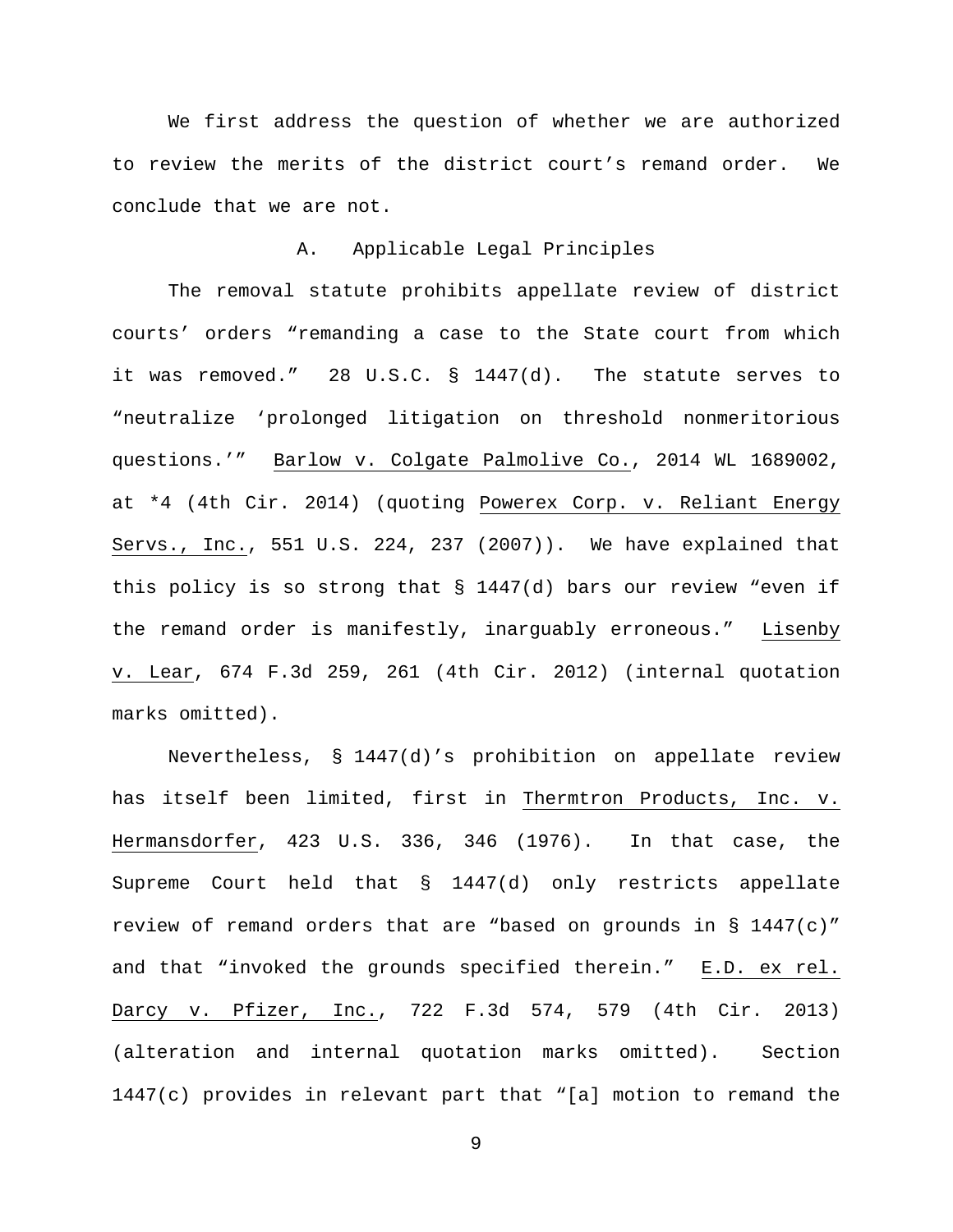We first address the question of whether we are authorized to review the merits of the district court's remand order. We conclude that we are not.

### A. Applicable Legal Principles

The removal statute prohibits appellate review of district courts' orders "remanding a case to the State court from which it was removed." 28 U.S.C. § 1447(d). The statute serves to "neutralize 'prolonged litigation on threshold nonmeritorious questions.'" Barlow v. Colgate Palmolive Co., 2014 WL 1689002, at *4 (4th Cir. 2014) (quoting Powerex Corp. v. Reliant Energy Servs., Inc., 551 U.S. 224, 237 (2007)). We have explained that this policy is so strong that § 1447(d) bars our review "even if the remand order is manifestly, inarguably erroneous." Lisenby v. Lear, 674 F.3d 259, 261 (4th Cir. 2012) (internal quotation marks omitted).

Nevertheless, § 1447(d)'s prohibition on appellate review has itself been limited, first in Thermtron Products, Inc. v. Hermansdorfer, 423 U.S. 336, 346 (1976). In that case, the Supreme Court held that § 1447(d) only restricts appellate review of remand orders that are "based on grounds in § 1447(c)" and that "invoked the grounds specified therein." E.D. ex rel. Darcy v. Pfizer, Inc., 722 F.3d 574, 579 (4th Cir. 2013) (alteration and internal quotation marks omitted). Section 1447(c) provides in relevant part that "[a] motion to remand the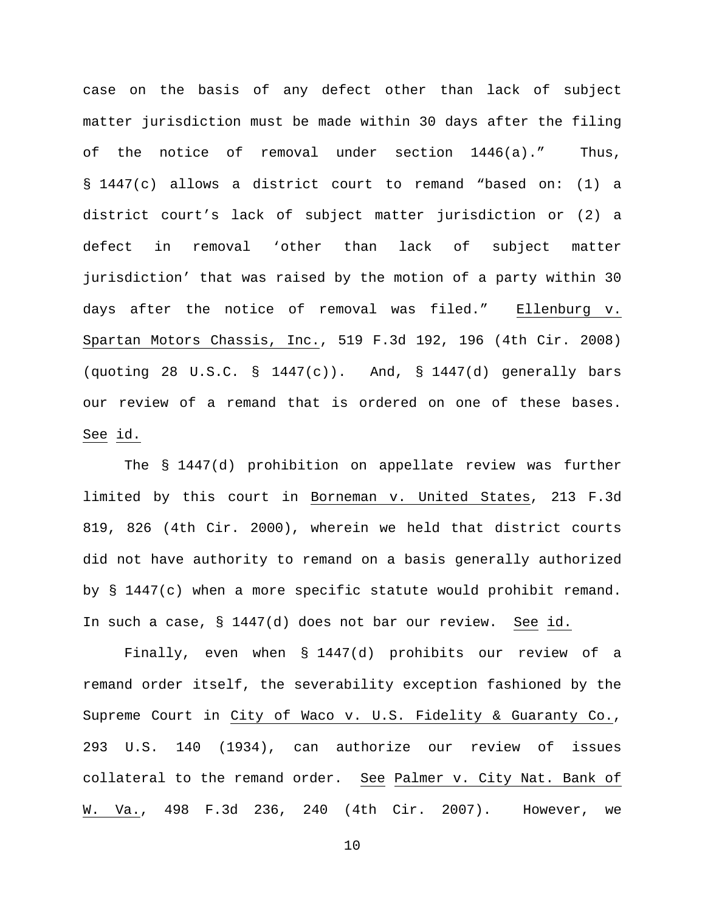case on the basis of any defect other than lack of subject matter jurisdiction must be made within 30 days after the filing of the notice of removal under section 1446(a)." Thus, § 1447(c) allows a district court to remand "based on: (1) a district court's lack of subject matter jurisdiction or (2) a defect in removal 'other than lack of subject matter jurisdiction' that was raised by the motion of a party within 30 days after the notice of removal was filed." Ellenburg v. Spartan Motors Chassis, Inc., 519 F.3d 192, 196 (4th Cir. 2008) (quoting 28 U.S.C. § 1447(c)). And, § 1447(d) generally bars our review of a remand that is ordered on one of these bases. See id.

The § 1447(d) prohibition on appellate review was further limited by this court in Borneman v. United States, 213 F.3d 819, 826 (4th Cir. 2000), wherein we held that district courts did not have authority to remand on a basis generally authorized by § 1447(c) when a more specific statute would prohibit remand. In such a case, § 1447(d) does not bar our review. See id.

Finally, even when § 1447(d) prohibits our review of a remand order itself, the severability exception fashioned by the Supreme Court in City of Waco v. U.S. Fidelity & Guaranty Co., 293 U.S. 140 (1934), can authorize our review of issues collateral to the remand order. See Palmer v. City Nat. Bank of W. Va., 498 F.3d 236, 240 (4th Cir. 2007). However, we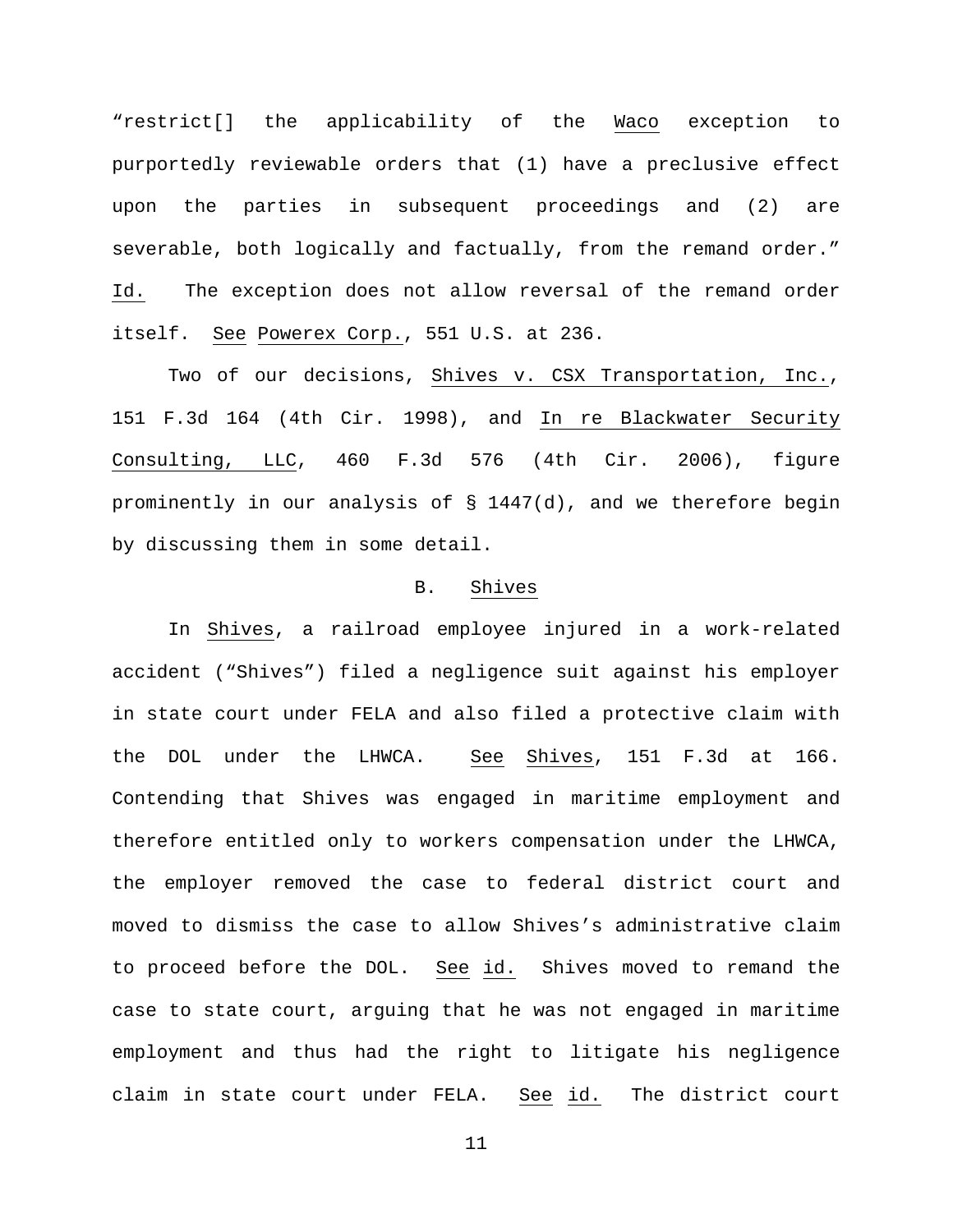"restrict[] the applicability of the Waco exception to purportedly reviewable orders that (1) have a preclusive effect upon the parties in subsequent proceedings and (2) are severable, both logically and factually, from the remand order." Id. The exception does not allow reversal of the remand order itself. See Powerex Corp., 551 U.S. at 236.

Two of our decisions, Shives v. CSX Transportation, Inc., 151 F.3d 164 (4th Cir. 1998), and In re Blackwater Security Consulting, LLC, 460 F.3d 576 (4th Cir. 2006), figure prominently in our analysis of § 1447(d), and we therefore begin by discussing them in some detail.

### B. Shives

In Shives, a railroad employee injured in a work-related accident ("Shives") filed a negligence suit against his employer in state court under FELA and also filed a protective claim with the DOL under the LHWCA. See Shives, 151 F.3d at 166. Contending that Shives was engaged in maritime employment and therefore entitled only to workers compensation under the LHWCA, the employer removed the case to federal district court and moved to dismiss the case to allow Shives's administrative claim to proceed before the DOL. See id. Shives moved to remand the case to state court, arguing that he was not engaged in maritime employment and thus had the right to litigate his negligence claim in state court under FELA. See id. The district court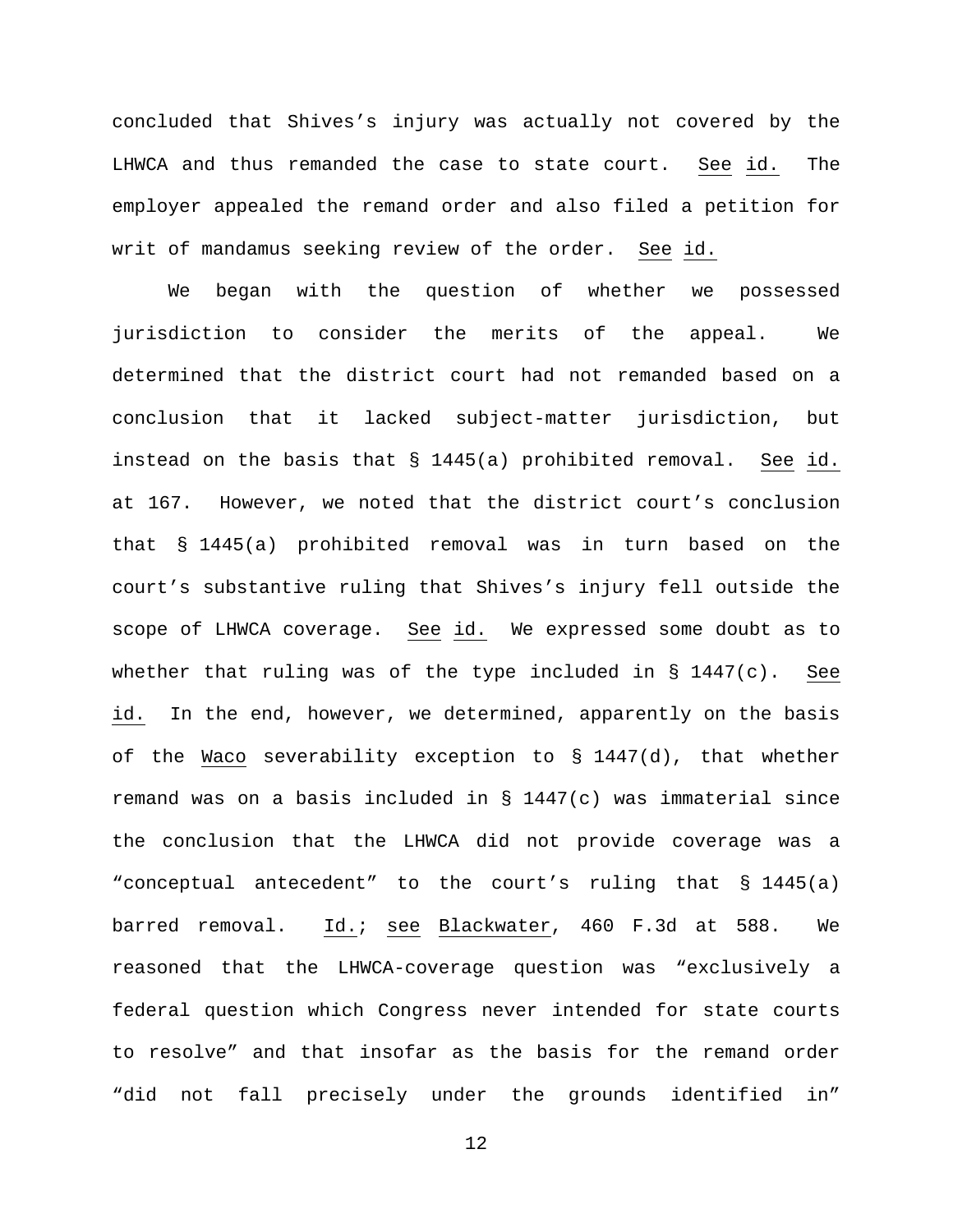concluded that Shives's injury was actually not covered by the LHWCA and thus remanded the case to state court. See id. The employer appealed the remand order and also filed a petition for writ of mandamus seeking review of the order. See id.

We began with the question of whether we possessed jurisdiction to consider the merits of the appeal. We determined that the district court had not remanded based on a conclusion that it lacked subject-matter jurisdiction, but instead on the basis that § 1445(a) prohibited removal. See id. at 167. However, we noted that the district court's conclusion that § 1445(a) prohibited removal was in turn based on the court's substantive ruling that Shives's injury fell outside the scope of LHWCA coverage. See id. We expressed some doubt as to whether that ruling was of the type included in § 1447(c). See id. In the end, however, we determined, apparently on the basis of the Waco severability exception to § 1447(d), that whether remand was on a basis included in § 1447(c) was immaterial since the conclusion that the LHWCA did not provide coverage was a "conceptual antecedent" to the court's ruling that § 1445(a) barred removal. Id.; see Blackwater, 460 F.3d at 588. We reasoned that the LHWCA-coverage question was "exclusively a federal question which Congress never intended for state courts to resolve" and that insofar as the basis for the remand order "did not fall precisely under the grounds identified in"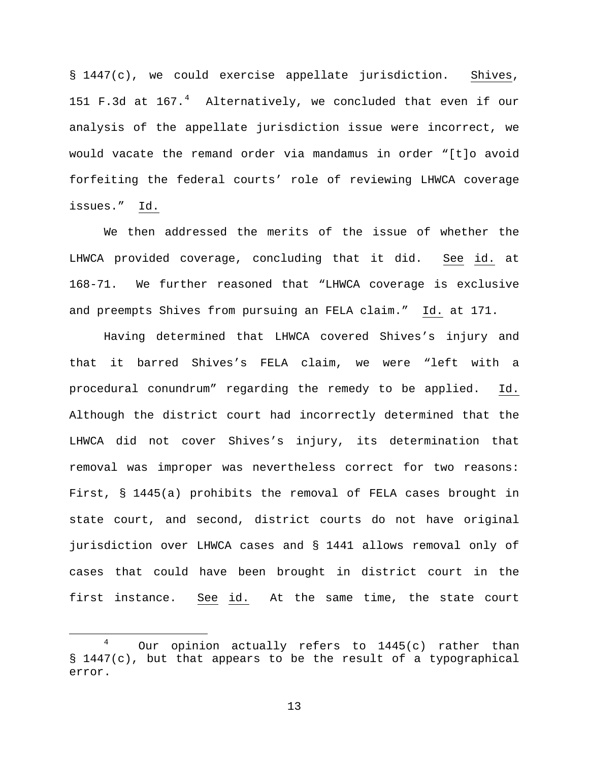§ 1447(c), we could exercise appellate jurisdiction. Shives, 151 F.3d at 167.[4] Alternatively, we concluded that even if our analysis of the appellate jurisdiction issue were incorrect, we would vacate the remand order via mandamus in order "[t]o avoid forfeiting the federal courts' role of reviewing LHWCA coverage issues." Id.

We then addressed the merits of the issue of whether the LHWCA provided coverage, concluding that it did. See id. at 168-71. We further reasoned that "LHWCA coverage is exclusive and preempts Shives from pursuing an FELA claim." Id. at 171.

Having determined that LHWCA covered Shives's injury and that it barred Shives's FELA claim, we were "left with a procedural conundrum" regarding the remedy to be applied. Id. Although the district court had incorrectly determined that the LHWCA did not cover Shives's injury, its determination that removal was improper was nevertheless correct for two reasons: First, § 1445(a) prohibits the removal of FELA cases brought in state court, and second, district courts do not have original jurisdiction over LHWCA cases and § 1441 allows removal only of cases that could have been brought in district court in the first instance. See id. At the same time, the state court

---

[4] Our opinion actually refers to 1445(c) rather than § 1447(c), but that appears to be the result of a typographical error.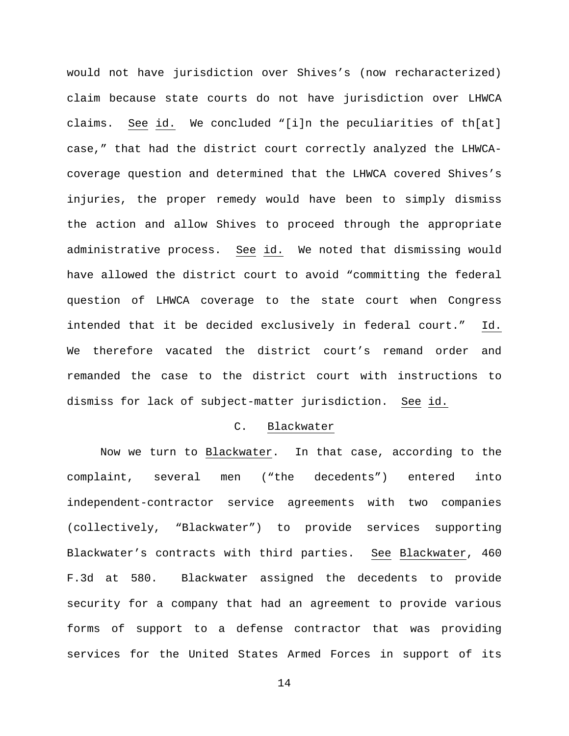would not have jurisdiction over Shives's (now recharacterized) claim because state courts do not have jurisdiction over LHWCA claims. See id. We concluded "[i]n the peculiarities of th[at] case," that had the district court correctly analyzed the LHWCA-coverage question and determined that the LHWCA covered Shives's injuries, the proper remedy would have been to simply dismiss the action and allow Shives to proceed through the appropriate administrative process. See id. We noted that dismissing would have allowed the district court to avoid "committing the federal question of LHWCA coverage to the state court when Congress intended that it be decided exclusively in federal court." Id. We therefore vacated the district court's remand order and remanded the case to the district court with instructions to dismiss for lack of subject-matter jurisdiction. See id.

### C. Blackwater

Now we turn to Blackwater. In that case, according to the complaint, several men ("the decedents") entered into independent-contractor service agreements with two companies (collectively, "Blackwater") to provide services supporting Blackwater's contracts with third parties. See Blackwater, 460 F.3d at 580. Blackwater assigned the decedents to provide security for a company that had an agreement to provide various forms of support to a defense contractor that was providing services for the United States Armed Forces in support of its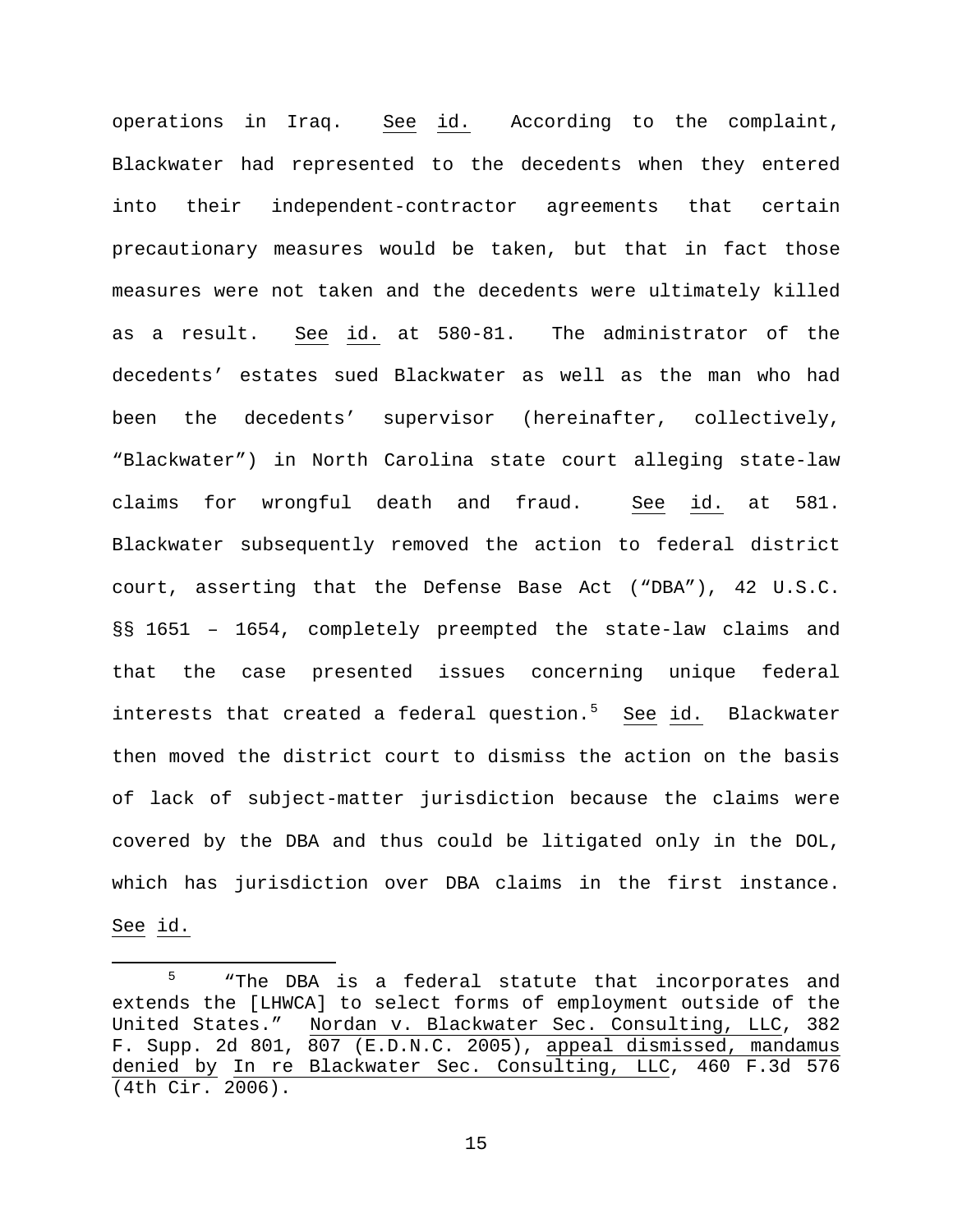operations in Iraq. See id. According to the complaint, Blackwater had represented to the decedents when they entered into their independent-contractor agreements that certain precautionary measures would be taken, but that in fact those measures were not taken and the decedents were ultimately killed as a result. See id. at 580-81. The administrator of the decedents' estates sued Blackwater as well as the man who had been the decedents' supervisor (hereinafter, collectively, "Blackwater") in North Carolina state court alleging state-law claims for wrongful death and fraud. See id. at 581. Blackwater subsequently removed the action to federal district court, asserting that the Defense Base Act ("DBA"), 42 U.S.C. §§ 1651 – 1654, completely preempted the state-law claims and that the case presented issues concerning unique federal interests that created a federal question.[5] See id. Blackwater then moved the district court to dismiss the action on the basis of lack of subject-matter jurisdiction because the claims were covered by the DBA and thus could be litigated only in the DOL, which has jurisdiction over DBA claims in the first instance. See id.

---

[5] "The DBA is a federal statute that incorporates and extends the [LHWCA] to select forms of employment outside of the United States." Nordan v. Blackwater Sec. Consulting, LLC, 382 F. Supp. 2d 801, 807 (E.D.N.C. 2005), appeal dismissed, mandamus denied by In re Blackwater Sec. Consulting, LLC, 460 F.3d 576 (4th Cir. 2006).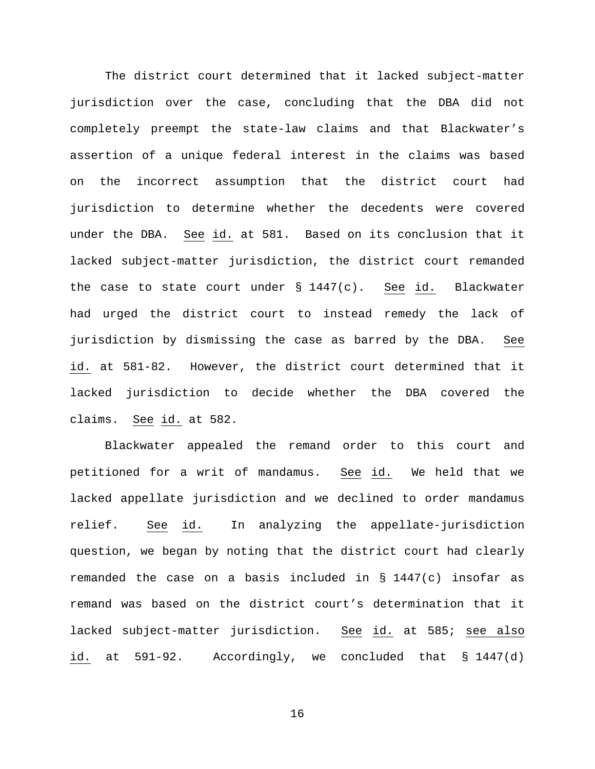The district court determined that it lacked subject-matter jurisdiction over the case, concluding that the DBA did not completely preempt the state-law claims and that Blackwater's assertion of a unique federal interest in the claims was based on the incorrect assumption that the district court had jurisdiction to determine whether the decedents were covered under the DBA. See id. at 581. Based on its conclusion that it lacked subject-matter jurisdiction, the district court remanded the case to state court under § 1447(c). See id. Blackwater had urged the district court to instead remedy the lack of jurisdiction by dismissing the case as barred by the DBA. See id. at 581-82. However, the district court determined that it lacked jurisdiction to decide whether the DBA covered the claims. See id. at 582.

Blackwater appealed the remand order to this court and petitioned for a writ of mandamus. See id. We held that we lacked appellate jurisdiction and we declined to order mandamus relief. See id. In analyzing the appellate-jurisdiction question, we began by noting that the district court had clearly remanded the case on a basis included in § 1447(c) insofar as remand was based on the district court's determination that it lacked subject-matter jurisdiction. See id. at 585; see also id. at 591-92. Accordingly, we concluded that § 1447(d)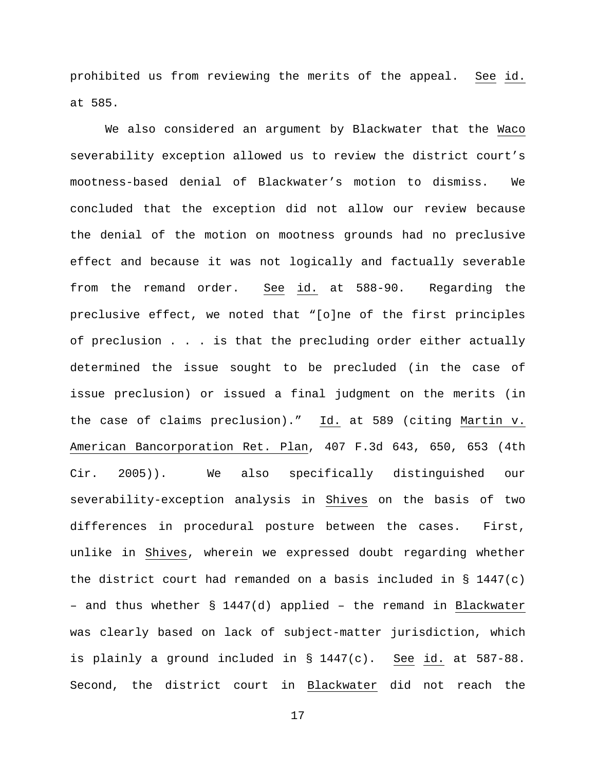prohibited us from reviewing the merits of the appeal. See id. at 585.

We also considered an argument by Blackwater that the Waco severability exception allowed us to review the district court's mootness-based denial of Blackwater's motion to dismiss. We concluded that the exception did not allow our review because the denial of the motion on mootness grounds had no preclusive effect and because it was not logically and factually severable from the remand order. See id. at 588-90. Regarding the preclusive effect, we noted that "[o]ne of the first principles of preclusion . . . is that the precluding order either actually determined the issue sought to be precluded (in the case of issue preclusion) or issued a final judgment on the merits (in the case of claims preclusion)." Id. at 589 (citing Martin v. American Bancorporation Ret. Plan, 407 F.3d 643, 650, 653 (4th Cir. 2005)). We also specifically distinguished our severability-exception analysis in Shives on the basis of two differences in procedural posture between the cases. First, unlike in Shives, wherein we expressed doubt regarding whether the district court had remanded on a basis included in § 1447(c) – and thus whether § 1447(d) applied – the remand in Blackwater was clearly based on lack of subject-matter jurisdiction, which is plainly a ground included in § 1447(c). See id. at 587-88. Second, the district court in Blackwater did not reach the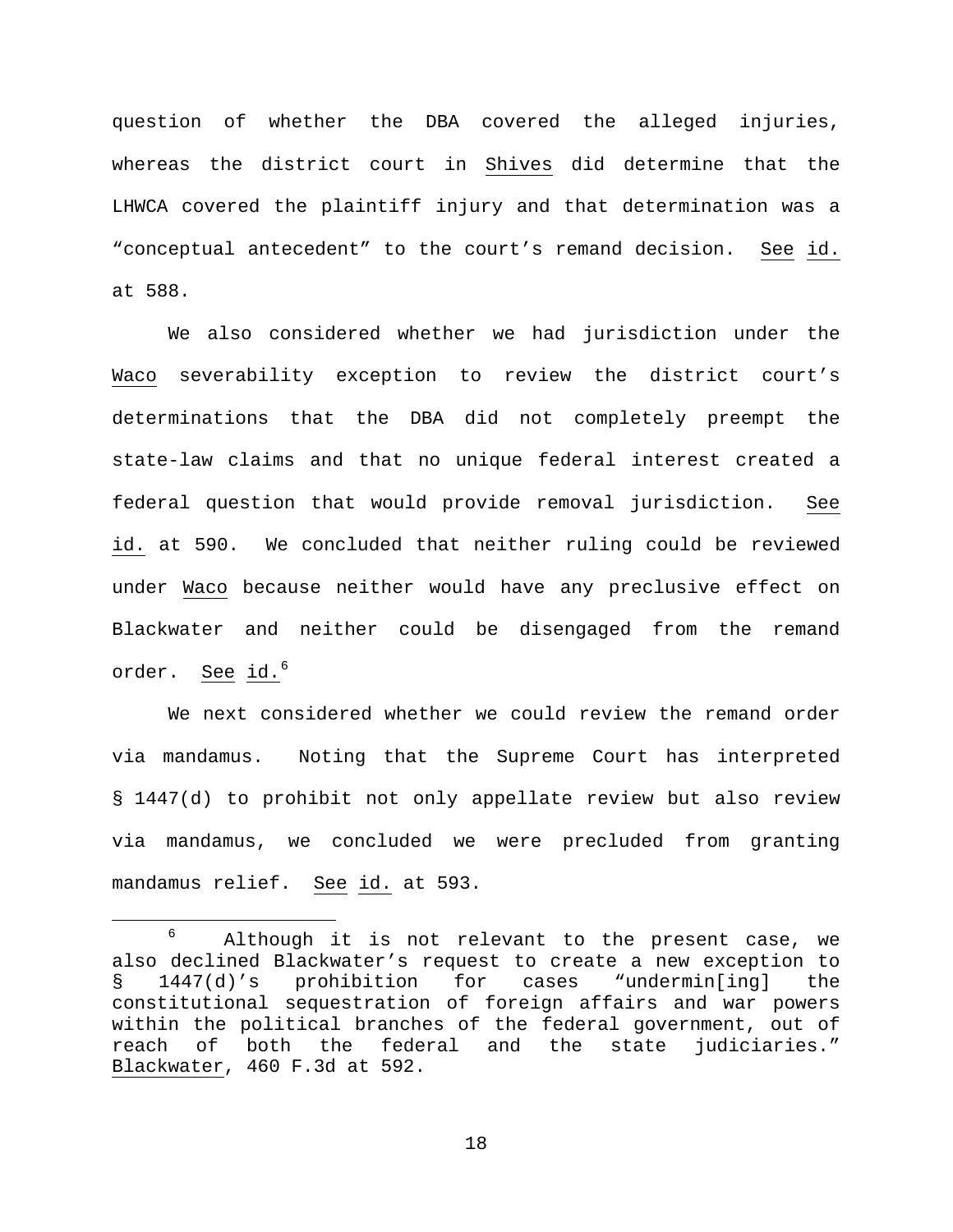question of whether the DBA covered the alleged injuries, whereas the district court in Shives did determine that the LHWCA covered the plaintiff injury and that determination was a "conceptual antecedent" to the court's remand decision. See id. at 588.

We also considered whether we had jurisdiction under the Waco severability exception to review the district court's determinations that the DBA did not completely preempt the state-law claims and that no unique federal interest created a federal question that would provide removal jurisdiction. See id. at 590. We concluded that neither ruling could be reviewed under Waco because neither would have any preclusive effect on Blackwater and neither could be disengaged from the remand order. See id.[6]

We next considered whether we could review the remand order via mandamus. Noting that the Supreme Court has interpreted § 1447(d) to prohibit not only appellate review but also review via mandamus, we concluded we were precluded from granting mandamus relief. See id. at 593.

---

[6] Although it is not relevant to the present case, we also declined Blackwater's request to create a new exception to § 1447(d)'s prohibition for cases "undermin[ing] the constitutional sequestration of foreign affairs and war powers within the political branches of the federal government, out of reach of both the federal and the state judiciaries." Blackwater, 460 F.3d at 592.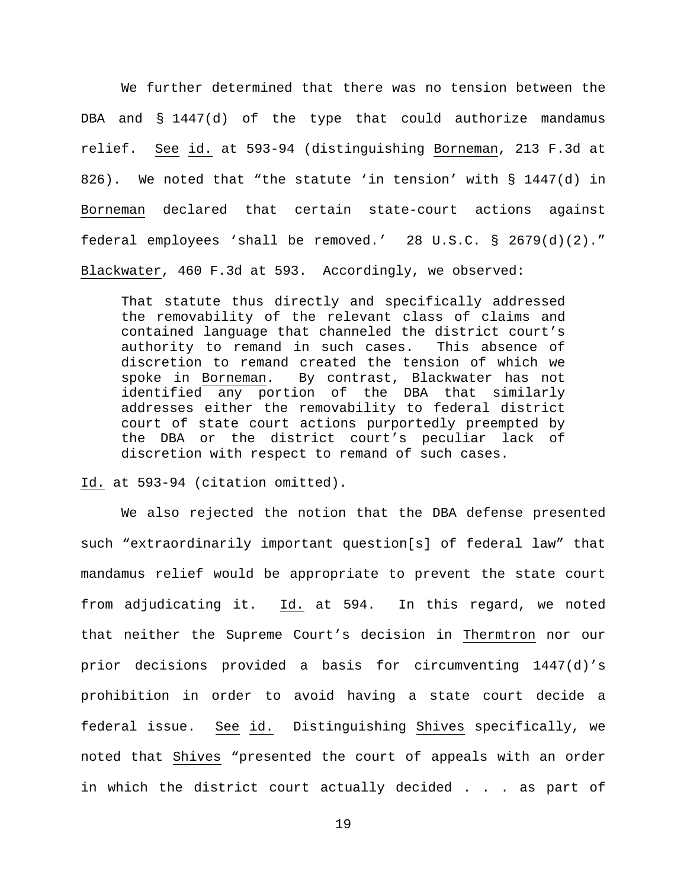We further determined that there was no tension between the DBA and § 1447(d) of the type that could authorize mandamus relief. See id. at 593-94 (distinguishing Borneman, 213 F.3d at 826). We noted that "the statute 'in tension' with § 1447(d) in Borneman declared that certain state-court actions against federal employees 'shall be removed.' 28 U.S.C. § 2679(d)(2)." Blackwater, 460 F.3d at 593. Accordingly, we observed:

> That statute thus directly and specifically addressed the removability of the relevant class of claims and contained language that channeled the district court's authority to remand in such cases. This absence of discretion to remand created the tension of which we spoke in Borneman. By contrast, Blackwater has not identified any portion of the DBA that similarly addresses either the removability to federal district court of state court actions purportedly preempted by the DBA or the district court's peculiar lack of discretion with respect to remand of such cases.

Id. at 593-94 (citation omitted).

We also rejected the notion that the DBA defense presented such "extraordinarily important question[s] of federal law" that mandamus relief would be appropriate to prevent the state court from adjudicating it. Id. at 594. In this regard, we noted that neither the Supreme Court's decision in Thermtron nor our prior decisions provided a basis for circumventing 1447(d)'s prohibition in order to avoid having a state court decide a federal issue. See id. Distinguishing Shives specifically, we noted that Shives "presented the court of appeals with an order in which the district court actually decided . . . as part of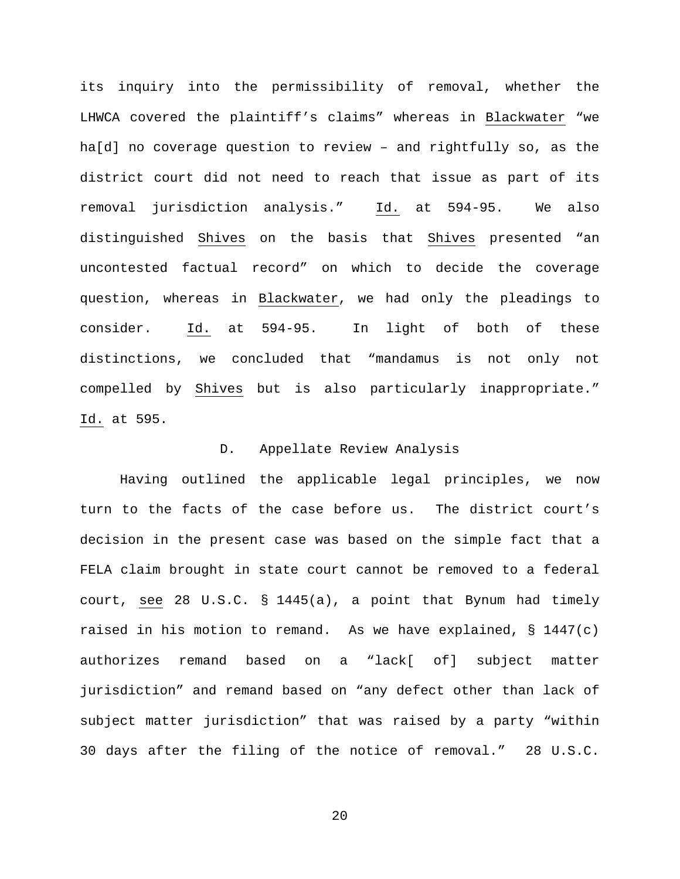its inquiry into the permissibility of removal, whether the LHWCA covered the plaintiff's claims" whereas in Blackwater "we ha[d] no coverage question to review – and rightfully so, as the district court did not need to reach that issue as part of its removal jurisdiction analysis." Id. at 594-95. We also distinguished Shives on the basis that Shives presented "an uncontested factual record" on which to decide the coverage question, whereas in Blackwater, we had only the pleadings to consider. Id. at 594-95. In light of both of these distinctions, we concluded that "mandamus is not only not compelled by Shives but is also particularly inappropriate." Id. at 595.

### D. Appellate Review Analysis

Having outlined the applicable legal principles, we now turn to the facts of the case before us. The district court's decision in the present case was based on the simple fact that a FELA claim brought in state court cannot be removed to a federal court, see 28 U.S.C. § 1445(a), a point that Bynum had timely raised in his motion to remand. As we have explained, § 1447(c) authorizes remand based on a "lack[ of] subject matter jurisdiction" and remand based on "any defect other than lack of subject matter jurisdiction" that was raised by a party "within 30 days after the filing of the notice of removal." 28 U.S.C.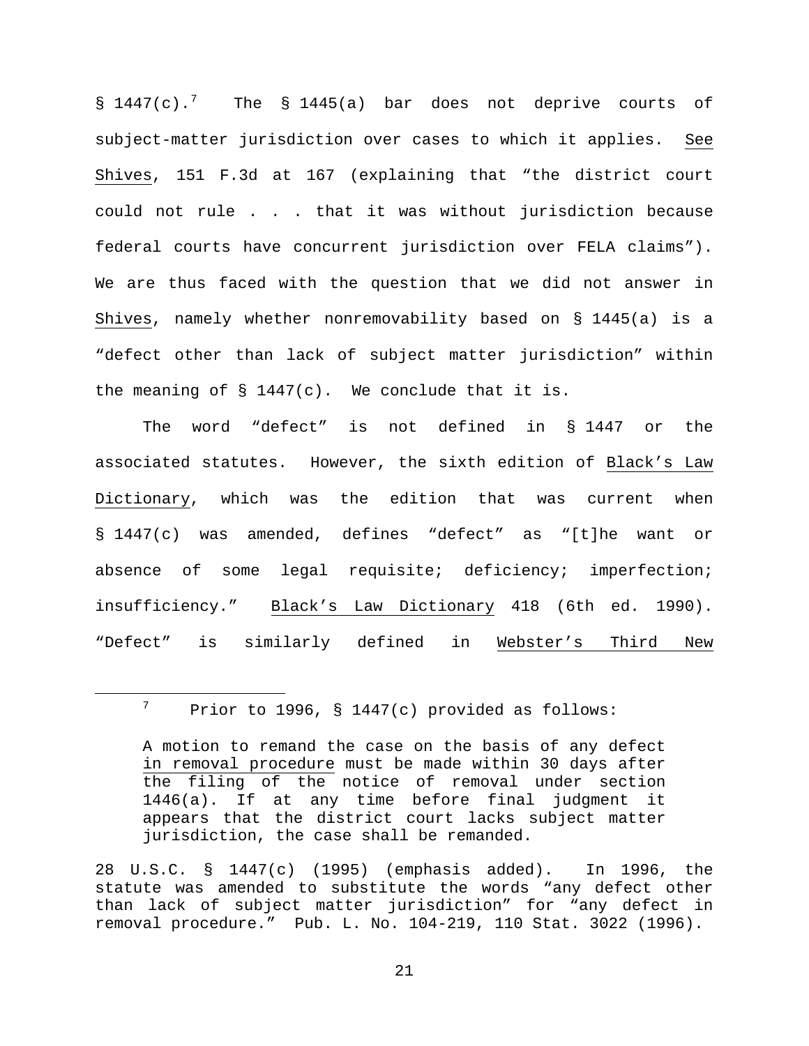§ 1447(c).[7] The § 1445(a) bar does not deprive courts of subject-matter jurisdiction over cases to which it applies. See Shives, 151 F.3d at 167 (explaining that "the district court could not rule . . . that it was without jurisdiction because federal courts have concurrent jurisdiction over FELA claims"). We are thus faced with the question that we did not answer in Shives, namely whether nonremovability based on § 1445(a) is a "defect other than lack of subject matter jurisdiction" within the meaning of § 1447(c). We conclude that it is.

The word "defect" is not defined in § 1447 or the associated statutes. However, the sixth edition of Black's Law Dictionary, which was the edition that was current when § 1447(c) was amended, defines "defect" as "[t]he want or absence of some legal requisite; deficiency; imperfection; insufficiency." Black's Law Dictionary 418 (6th ed. 1990). "Defect" is similarly defined in Webster's Third New

---

[7] Prior to 1996, § 1447(c) provided as follows:

> A motion to remand the case on the basis of any defect in removal procedure must be made within 30 days after the filing of the notice of removal under section 1446(a). If at any time before final judgment it appears that the district court lacks subject matter jurisdiction, the case shall be remanded.

28 U.S.C. § 1447(c) (1995) (emphasis added). In 1996, the statute was amended to substitute the words "any defect other than lack of subject matter jurisdiction" for "any defect in removal procedure." Pub. L. No. 104-219, 110 Stat. 3022 (1996).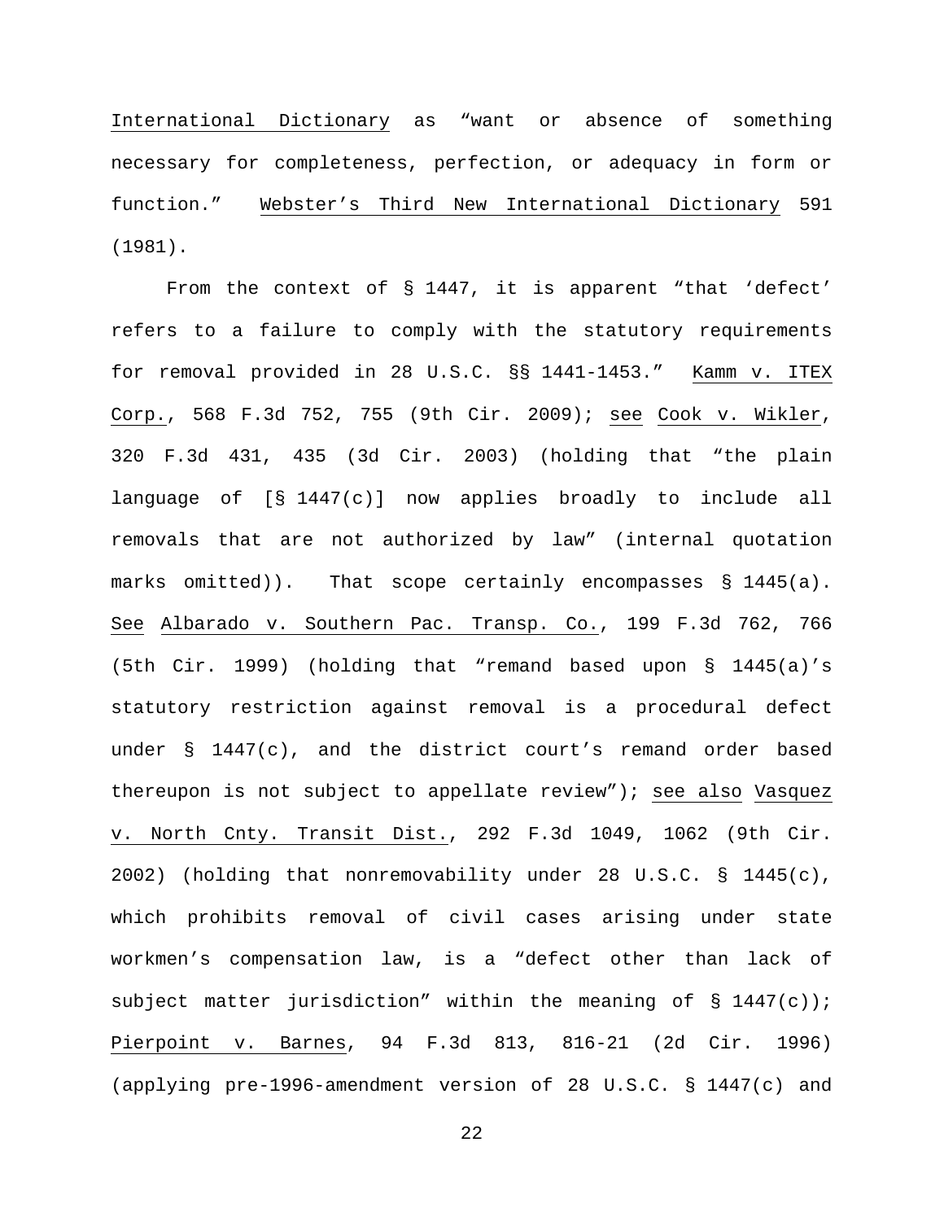International Dictionary as "want or absence of something necessary for completeness, perfection, or adequacy in form or function." Webster's Third New International Dictionary 591 (1981).

From the context of § 1447, it is apparent "that 'defect' refers to a failure to comply with the statutory requirements for removal provided in 28 U.S.C. §§ 1441-1453." Kamm v. ITEX Corp., 568 F.3d 752, 755 (9th Cir. 2009); see Cook v. Wikler, 320 F.3d 431, 435 (3d Cir. 2003) (holding that "the plain language of [§ 1447(c)] now applies broadly to include all removals that are not authorized by law" (internal quotation marks omitted)). That scope certainly encompasses § 1445(a). See Albarado v. Southern Pac. Transp. Co., 199 F.3d 762, 766 (5th Cir. 1999) (holding that "remand based upon § 1445(a)'s statutory restriction against removal is a procedural defect under § 1447(c), and the district court's remand order based thereupon is not subject to appellate review"); see also Vasquez v. North Cnty. Transit Dist., 292 F.3d 1049, 1062 (9th Cir. 2002) (holding that nonremovability under 28 U.S.C. § 1445(c), which prohibits removal of civil cases arising under state workmen's compensation law, is a "defect other than lack of subject matter jurisdiction" within the meaning of § 1447(c)); Pierpoint v. Barnes, 94 F.3d 813, 816-21 (2d Cir. 1996) (applying pre-1996-amendment version of 28 U.S.C. § 1447(c) and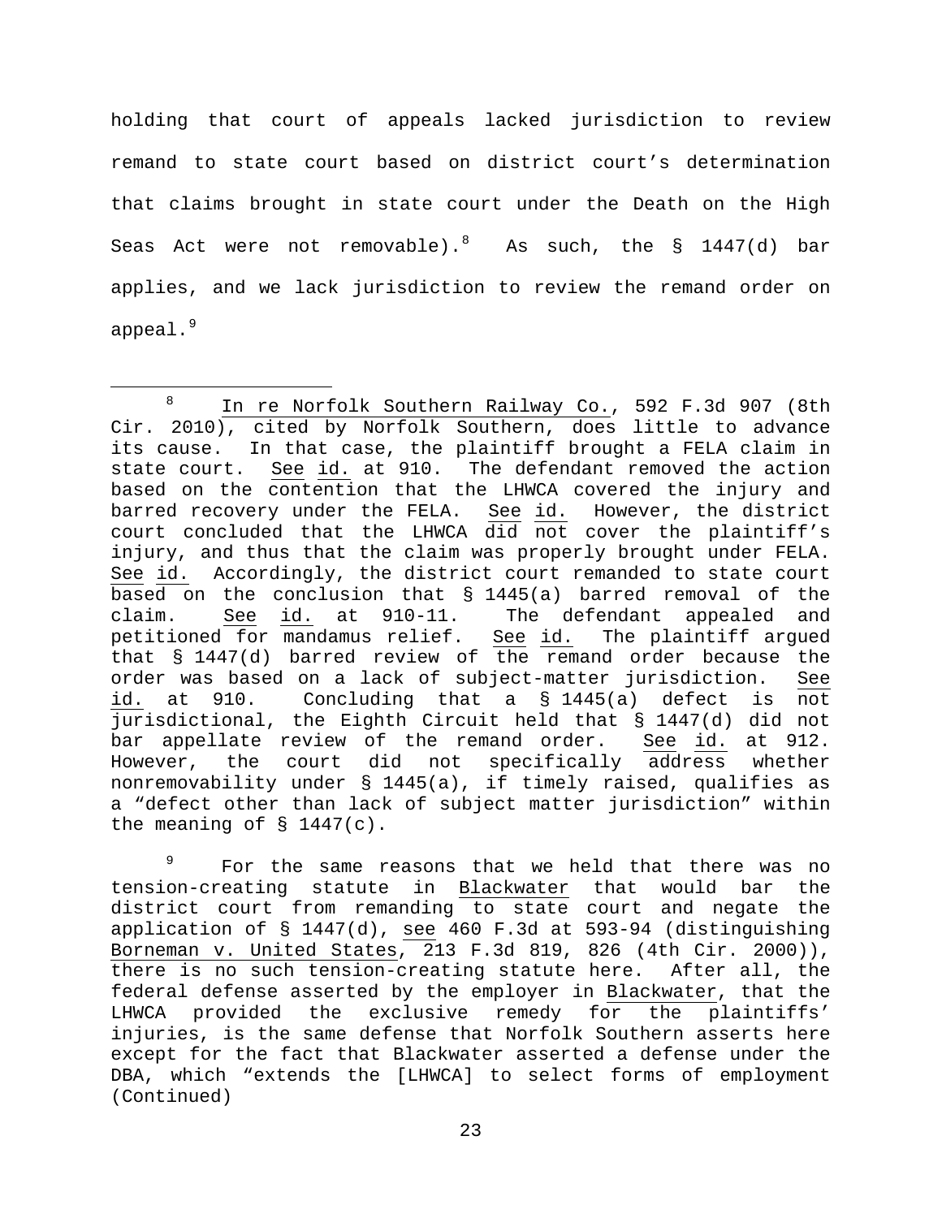holding that court of appeals lacked jurisdiction to review remand to state court based on district court's determination that claims brought in state court under the Death on the High Seas Act were not removable).[8] As such, the § 1447(d) bar applies, and we lack jurisdiction to review the remand order on appeal.[9]

---

[8] In re Norfolk Southern Railway Co., 592 F.3d 907 (8th Cir. 2010), cited by Norfolk Southern, does little to advance its cause. In that case, the plaintiff brought a FELA claim in state court. See id. at 910. The defendant removed the action based on the contention that the LHWCA covered the injury and barred recovery under the FELA. See id. However, the district court concluded that the LHWCA did not cover the plaintiff's injury, and thus that the claim was properly brought under FELA. See id. Accordingly, the district court remanded to state court based on the conclusion that § 1445(a) barred removal of the claim. See id. at 910-11. The defendant appealed and petitioned for mandamus relief. See id. The plaintiff argued that § 1447(d) barred review of the remand order because the order was based on a lack of subject-matter jurisdiction. See id. at 910. Concluding that a § 1445(a) defect is not jurisdictional, the Eighth Circuit held that § 1447(d) did not bar appellate review of the remand order. See id. at 912. However, the court did not specifically address whether nonremovability under § 1445(a), if timely raised, qualifies as a "defect other than lack of subject matter jurisdiction" within the meaning of § 1447(c).

[9] For the same reasons that we held that there was no tension-creating statute in Blackwater that would bar the district court from remanding to state court and negate the application of § 1447(d), see 460 F.3d at 593-94 (distinguishing Borneman v. United States, 213 F.3d 819, 826 (4th Cir. 2000)), there is no such tension-creating statute here. After all, the federal defense asserted by the employer in Blackwater, that the LHWCA provided the exclusive remedy for the plaintiffs' injuries, is the same defense that Norfolk Southern asserts here except for the fact that Blackwater asserted a defense under the DBA, which "extends the [LHWCA] to select forms of employment (Continued)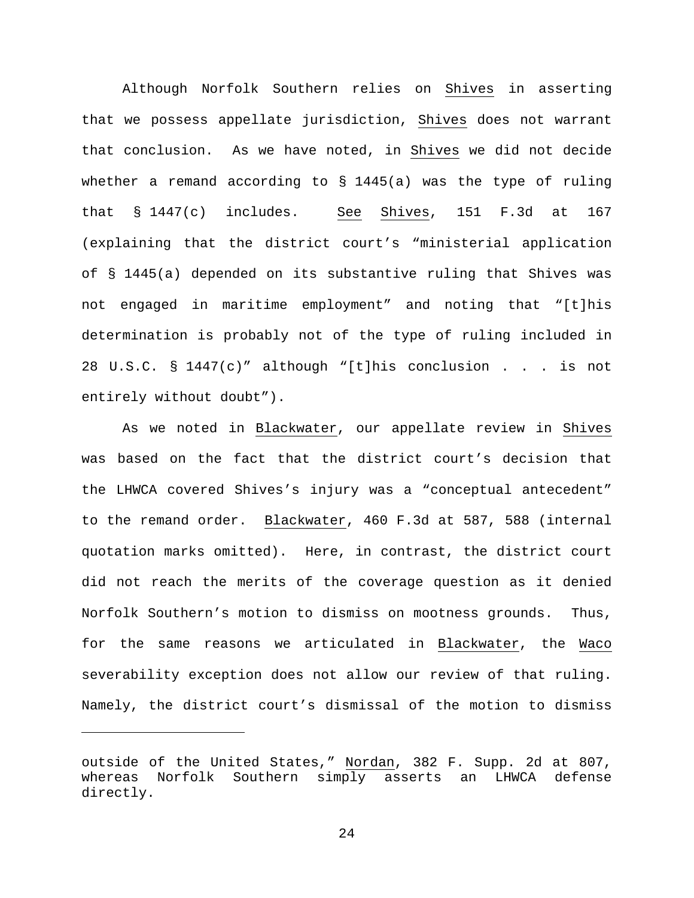Although Norfolk Southern relies on Shives in asserting that we possess appellate jurisdiction, Shives does not warrant that conclusion. As we have noted, in Shives we did not decide whether a remand according to § 1445(a) was the type of ruling that § 1447(c) includes. See Shives, 151 F.3d at 167 (explaining that the district court's "ministerial application of § 1445(a) depended on its substantive ruling that Shives was not engaged in maritime employment" and noting that "[t]his determination is probably not of the type of ruling included in 28 U.S.C. § 1447(c)" although "[t]his conclusion . . . is not entirely without doubt").

As we noted in Blackwater, our appellate review in Shives was based on the fact that the district court's decision that the LHWCA covered Shives's injury was a "conceptual antecedent" to the remand order. Blackwater, 460 F.3d at 587, 588 (internal quotation marks omitted). Here, in contrast, the district court did not reach the merits of the coverage question as it denied Norfolk Southern's motion to dismiss on mootness grounds. Thus, for the same reasons we articulated in Blackwater, the Waco severability exception does not allow our review of that ruling. Namely, the district court's dismissal of the motion to dismiss

---

outside of the United States," Nordan, 382 F. Supp. 2d at 807, whereas Norfolk Southern simply asserts an LHWCA defense directly.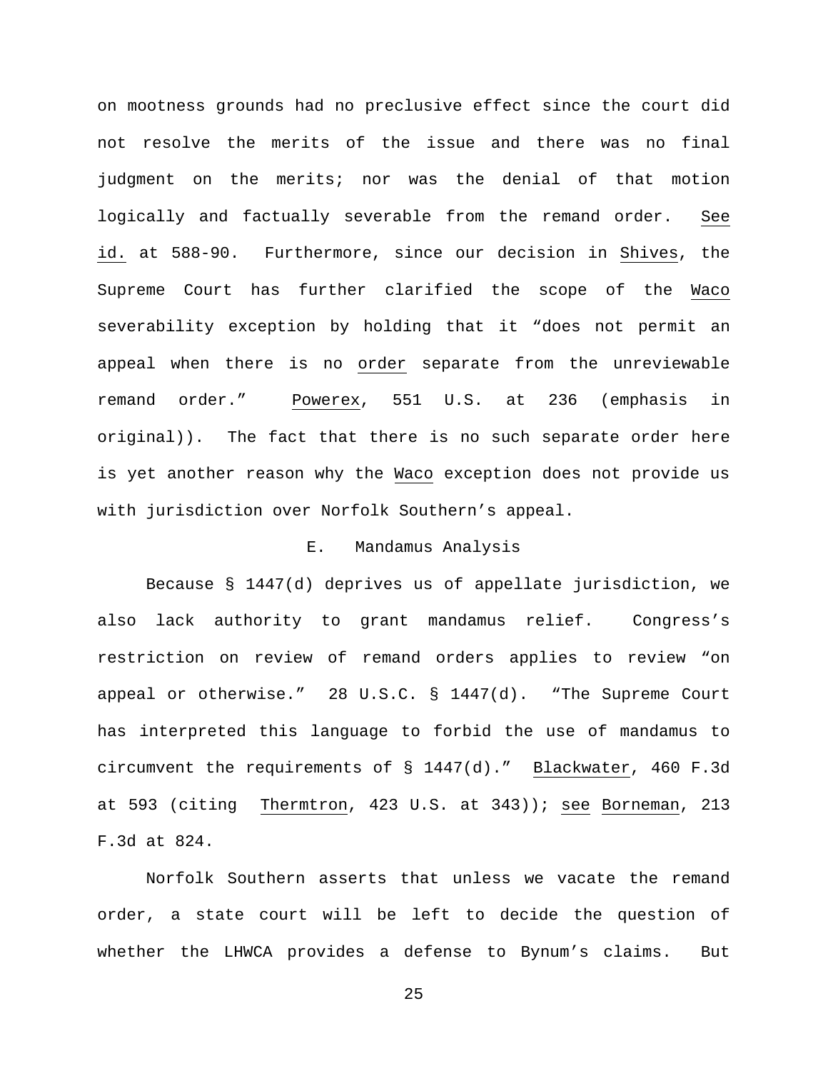on mootness grounds had no preclusive effect since the court did not resolve the merits of the issue and there was no final judgment on the merits; nor was the denial of that motion logically and factually severable from the remand order. See id. at 588-90. Furthermore, since our decision in Shives, the Supreme Court has further clarified the scope of the Waco severability exception by holding that it "does not permit an appeal when there is no order separate from the unreviewable remand order." Powerex, 551 U.S. at 236 (emphasis in original)). The fact that there is no such separate order here is yet another reason why the Waco exception does not provide us with jurisdiction over Norfolk Southern's appeal.

### E. Mandamus Analysis

Because § 1447(d) deprives us of appellate jurisdiction, we also lack authority to grant mandamus relief. Congress's restriction on review of remand orders applies to review "on appeal or otherwise." 28 U.S.C. § 1447(d). "The Supreme Court has interpreted this language to forbid the use of mandamus to circumvent the requirements of § 1447(d)." Blackwater, 460 F.3d at 593 (citing Thermtron, 423 U.S. at 343)); see Borneman, 213 F.3d at 824.

Norfolk Southern asserts that unless we vacate the remand order, a state court will be left to decide the question of whether the LHWCA provides a defense to Bynum's claims. But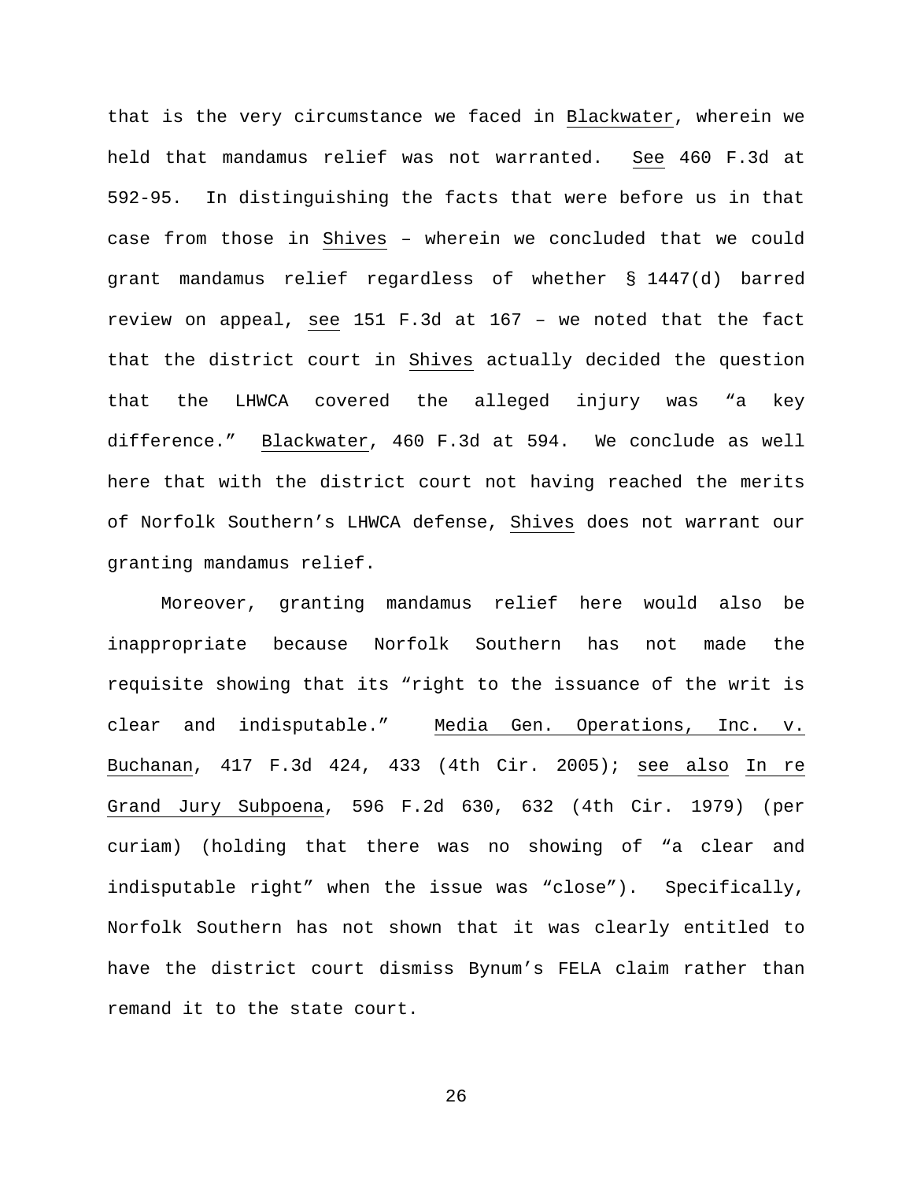that is the very circumstance we faced in Blackwater, wherein we held that mandamus relief was not warranted. See 460 F.3d at 592-95. In distinguishing the facts that were before us in that case from those in Shives – wherein we concluded that we could grant mandamus relief regardless of whether § 1447(d) barred review on appeal, see 151 F.3d at 167 – we noted that the fact that the district court in Shives actually decided the question that the LHWCA covered the alleged injury was "a key difference." Blackwater, 460 F.3d at 594. We conclude as well here that with the district court not having reached the merits of Norfolk Southern's LHWCA defense, Shives does not warrant our granting mandamus relief.

Moreover, granting mandamus relief here would also be inappropriate because Norfolk Southern has not made the requisite showing that its "right to the issuance of the writ is clear and indisputable." Media Gen. Operations, Inc. v. Buchanan, 417 F.3d 424, 433 (4th Cir. 2005); see also In re Grand Jury Subpoena, 596 F.2d 630, 632 (4th Cir. 1979) (per curiam) (holding that there was no showing of "a clear and indisputable right" when the issue was "close"). Specifically, Norfolk Southern has not shown that it was clearly entitled to have the district court dismiss Bynum's FELA claim rather than remand it to the state court.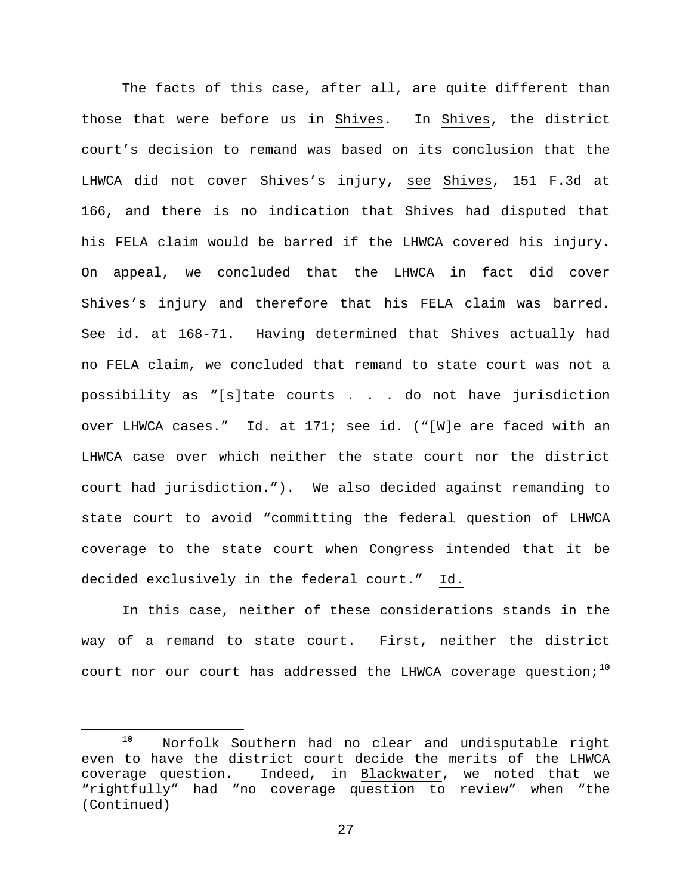The facts of this case, after all, are quite different than those that were before us in Shives. In Shives, the district court's decision to remand was based on its conclusion that the LHWCA did not cover Shives's injury, see Shives, 151 F.3d at 166, and there is no indication that Shives had disputed that his FELA claim would be barred if the LHWCA covered his injury. On appeal, we concluded that the LHWCA in fact did cover Shives's injury and therefore that his FELA claim was barred. See id. at 168-71. Having determined that Shives actually had no FELA claim, we concluded that remand to state court was not a possibility as "[s]tate courts . . . do not have jurisdiction over LHWCA cases." Id. at 171; see id. ("[W]e are faced with an LHWCA case over which neither the state court nor the district court had jurisdiction."). We also decided against remanding to state court to avoid "committing the federal question of LHWCA coverage to the state court when Congress intended that it be decided exclusively in the federal court." Id.

In this case, neither of these considerations stands in the way of a remand to state court. First, neither the district court nor our court has addressed the LHWCA coverage question;[10]

[10] Norfolk Southern had no clear and undisputable right even to have the district court decide the merits of the LHWCA coverage question. Indeed, in Blackwater, we noted that we "rightfully" had "no coverage question to review" when "the (Continued)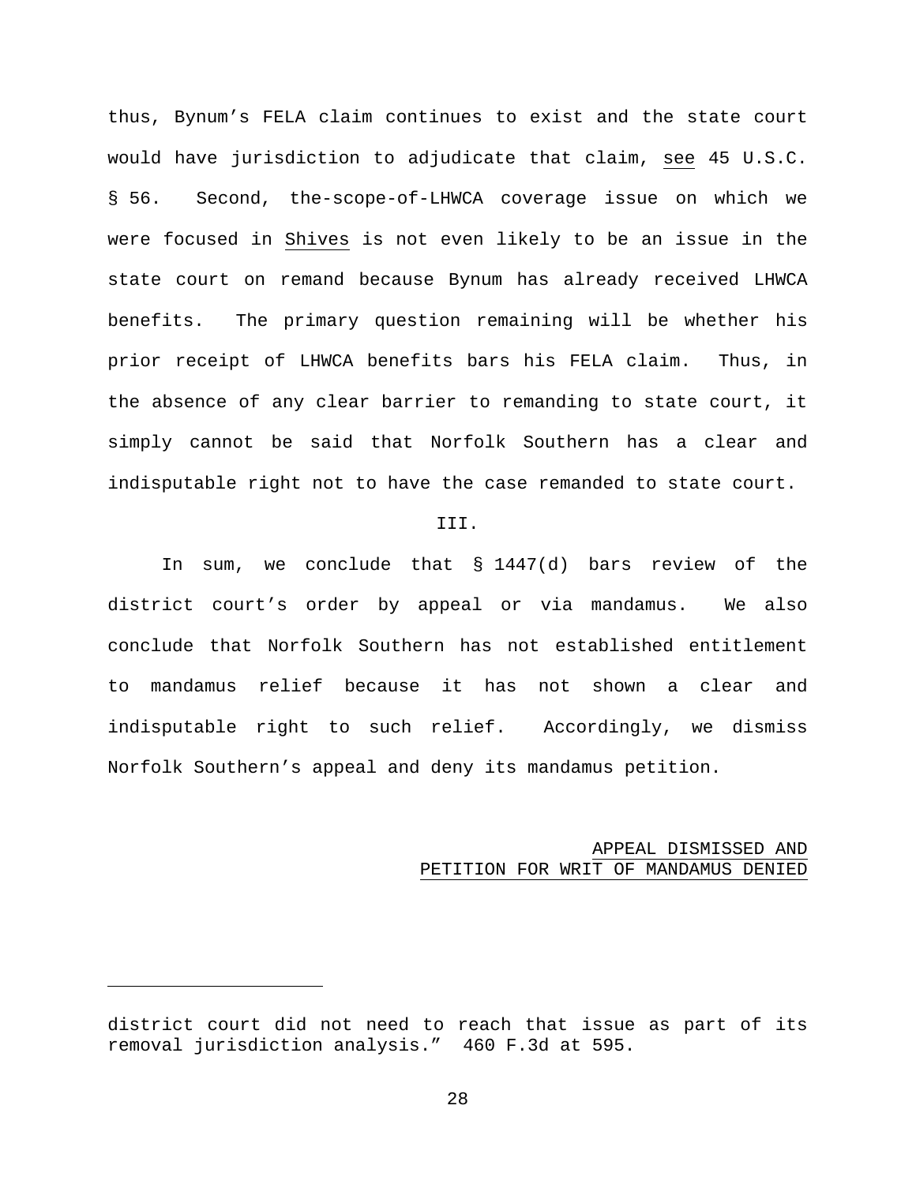thus, Bynum's FELA claim continues to exist and the state court would have jurisdiction to adjudicate that claim, see 45 U.S.C. § 56. Second, the-scope-of-LHWCA coverage issue on which we were focused in Shives is not even likely to be an issue in the state court on remand because Bynum has already received LHWCA benefits. The primary question remaining will be whether his prior receipt of LHWCA benefits bars his FELA claim. Thus, in the absence of any clear barrier to remanding to state court, it simply cannot be said that Norfolk Southern has a clear and indisputable right not to have the case remanded to state court.

## III.

In sum, we conclude that § 1447(d) bars review of the district court's order by appeal or via mandamus. We also conclude that Norfolk Southern has not established entitlement to mandamus relief because it has not shown a clear and indisputable right to such relief. Accordingly, we dismiss Norfolk Southern's appeal and deny its mandamus petition.

APPEAL DISMISSED AND
PETITION FOR WRIT OF MANDAMUS DENIED

---

district court did not need to reach that issue as part of its removal jurisdiction analysis." 460 F.3d at 595.